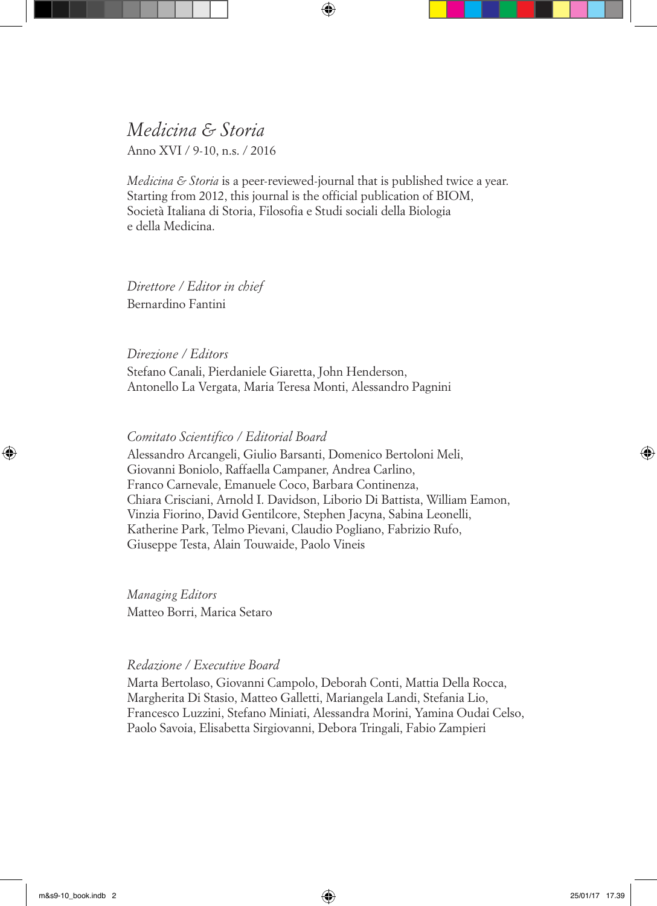*Medicina & Storia*

Anno XVI / 9-10, n.s. / 2016

*Medicina & Storia* is a peer-reviewed-journal that is published twice a year. Starting from 2012, this journal is the official publication of BIOM, Società Italiana di Storia, Filosofia e Studi sociali della Biologia e della Medicina.

*Direttore / Editor in chief*

Bernardino Fantini

*Direzione / Editors*

Stefano Canali, Pierdaniele Giaretta, John Henderson, Antonello La Vergata, Maria Teresa Monti, Alessandro Pagnini

*Comitato Scientifico / Editorial Board*

Alessandro Arcangeli, Giulio Barsanti, Domenico Bertoloni Meli, Giovanni Boniolo, Raffaella Campaner, Andrea Carlino, Franco Carnevale, Emanuele Coco, Barbara Continenza, Chiara Crisciani, Arnold I. Davidson, Liborio Di Battista, William Eamon, Vinzia Fiorino, David Gentilcore, Stephen Jacyna, Sabina Leonelli, Katherine Park, Telmo Pievani, Claudio Pogliano, Fabrizio Rufo, Giuseppe Testa, Alain Touwaide, Paolo Vineis

*Managing Editors*

Matteo Borri, Marica Setaro

*Redazione / Executive Board*

Marta Bertolaso, Giovanni Campolo, Deborah Conti, Mattia Della Rocca, Margherita Di Stasio, Matteo Galletti, Mariangela Landi, Stefania Lio, Francesco Luzzini, Stefano Miniati, Alessandra Morini, Yamina Oudai Celso, Paolo Savoia, Elisabetta Sirgiovanni, Debora Tringali, Fabio Zampieri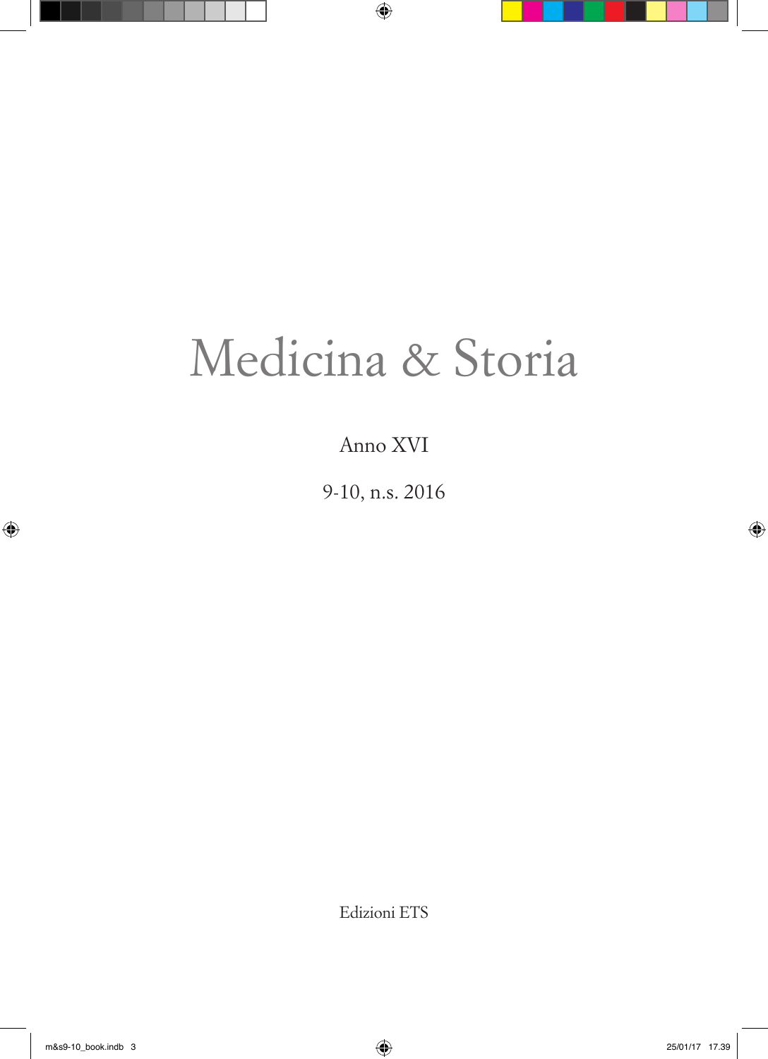# Medicina & Storia

Anno XVI

9-10, n.s. 2016

Edizioni ETS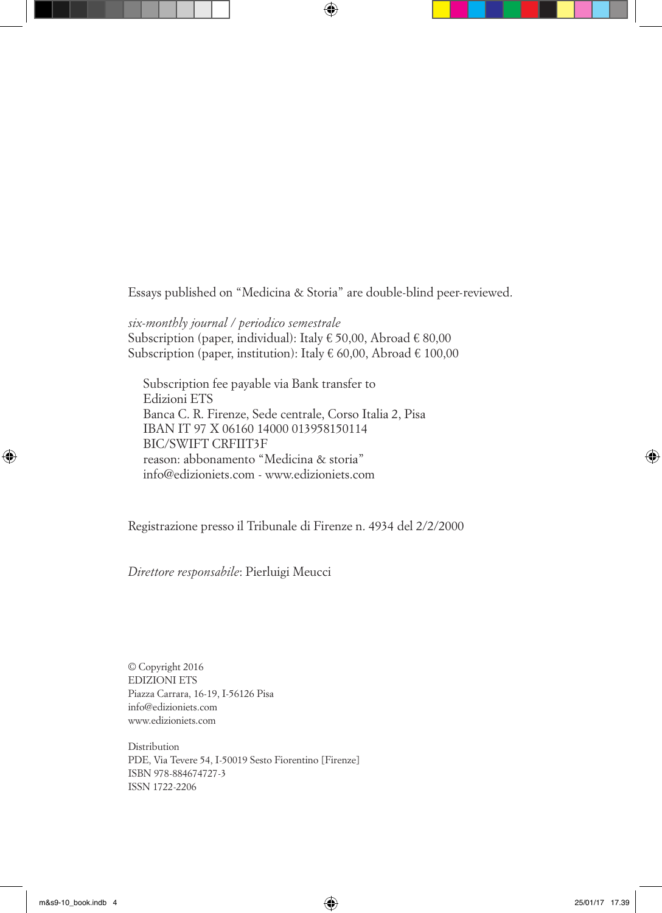Essays published on "Medicina & Storia" are double-blind peer-reviewed.

*six-monthly journal / periodico semestrale*
Subscription (paper, individual): Italy € 50,00, Abroad € 80,00
Subscription (paper, institution): Italy € 60,00, Abroad € 100,00

Subscription fee payable via Bank transfer to
Edizioni ETS
Banca C. R. Firenze, Sede centrale, Corso Italia 2, Pisa
IBAN IT 97 X 06160 14000 013958150114
BIC/SWIFT CRFIIT3F
reason: abbonamento "Medicina & storia"
info@edizioniets.com - www.edizioniets.com

Registrazione presso il Tribunale di Firenze n. 4934 del 2/2/2000

*Direttore responsabile*: Pierluigi Meucci

© Copyright 2016
EDIZIONI ETS
Piazza Carrara, 16-19, I-56126 Pisa
info@edizioniets.com
www.edizioniets.com

Distribution
PDE, Via Tevere 54, I-50019 Sesto Fiorentino [Firenze]
ISBN 978-884674727-3
ISSN 1722-2206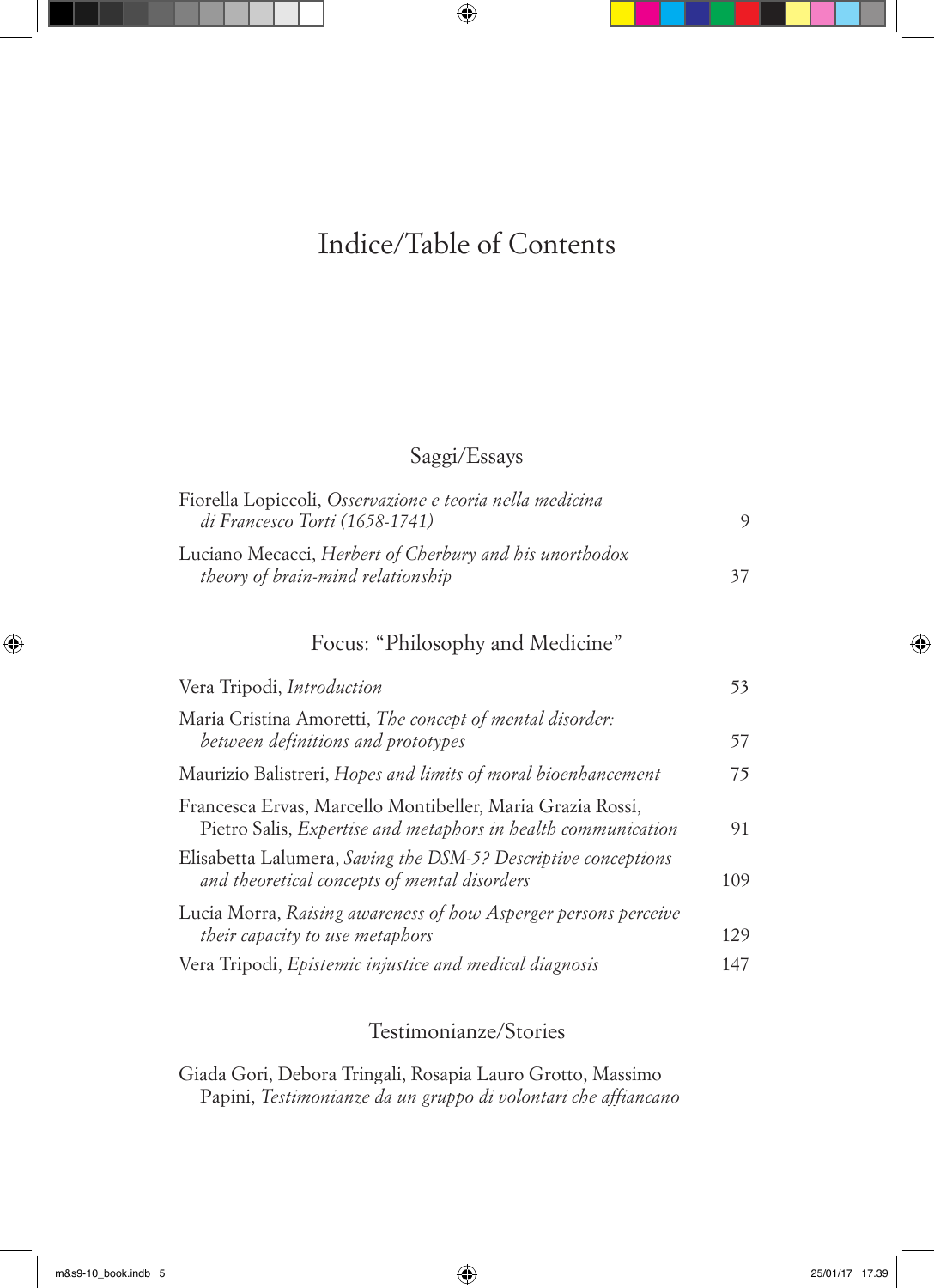# Indice/Table of Contents

## Saggi/Essays

Fiorella Lopiccoli, *Osservazione e teoria nella medicina di Francesco Torti (1658-1741)* 9

Luciano Mecacci, *Herbert of Cherbury and his unorthodox theory of brain-mind relationship* 37

## Focus: "Philosophy and Medicine"

Vera Tripodi, *Introduction* 53

Maria Cristina Amoretti, *The concept of mental disorder: between definitions and prototypes* 57

Maurizio Balistreri, *Hopes and limits of moral bioenhancement* 75

Francesca Ervas, Marcello Montibeller, Maria Grazia Rossi, Pietro Salis, *Expertise and metaphors in health communication* 91

Elisabetta Lalumera, *Saving the DSM-5? Descriptive conceptions and theoretical concepts of mental disorders* 109

Lucia Morra, *Raising awareness of how Asperger persons perceive their capacity to use metaphors* 129

Vera Tripodi, *Epistemic injustice and medical diagnosis* 147

## Testimonianze/Stories

Giada Gori, Debora Tringali, Rosapia Lauro Grotto, Massimo Papini, *Testimonianze da un gruppo di volontari che affiancano*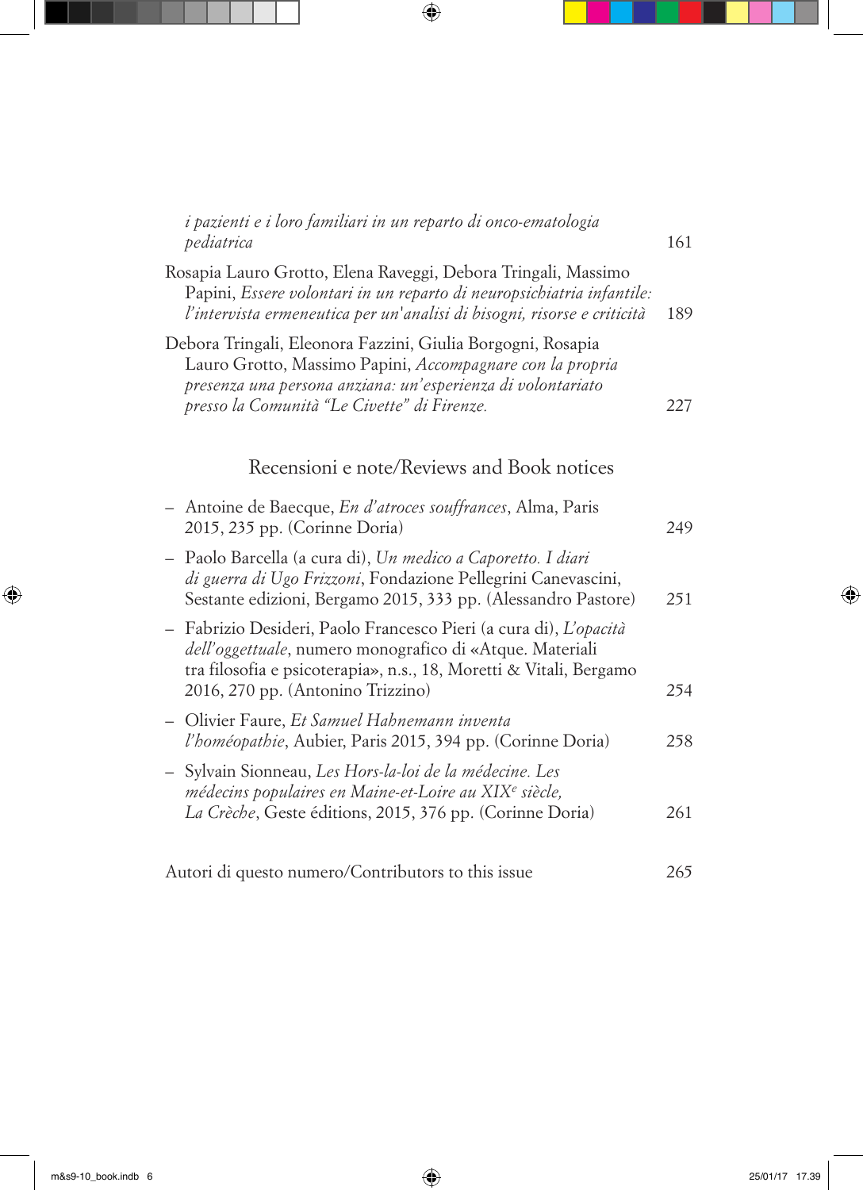*i pazienti e i loro familiari in un reparto di onco-ematologia pediatrica* 161

Rosapia Lauro Grotto, Elena Raveggi, Debora Tringali, Massimo Papini, *Essere volontari in un reparto di neuropsichiatria infantile: l'intervista ermeneutica per un'analisi di bisogni, risorse e criticità* 189

Debora Tringali, Eleonora Fazzini, Giulia Borgogni, Rosapia Lauro Grotto, Massimo Papini, *Accompagnare con la propria presenza una persona anziana: un'esperienza di volontariato presso la Comunità "Le Civette" di Firenze.* 227

## Recensioni e note/Reviews and Book notices

- Antoine de Baecque, *En d'atroces souffrances*, Alma, Paris 2015, 235 pp. (Corinne Doria) 249
- Paolo Barcella (a cura di), *Un medico a Caporetto. I diari di guerra di Ugo Frizzoni*, Fondazione Pellegrini Canevascini, Sestante edizioni, Bergamo 2015, 333 pp. (Alessandro Pastore) 251
- Fabrizio Desideri, Paolo Francesco Pieri (a cura di), *L'opacità dell'oggettuale*, numero monografico di «Atque. Materiali tra filosofia e psicoterapia», n.s., 18, Moretti & Vitali, Bergamo 2016, 270 pp. (Antonino Trizzino) 254
- Olivier Faure, *Et Samuel Hahnemann inventa l'homéopathie*, Aubier, Paris 2015, 394 pp. (Corinne Doria) 258
- Sylvain Sionneau, *Les Hors-la-loi de la médecine. Les médecins populaires en Maine-et-Loire au XIX*[e] *siècle, La Crèche*, Geste éditions, 2015, 376 pp. (Corinne Doria) 261

Autori di questo numero/Contributors to this issue 265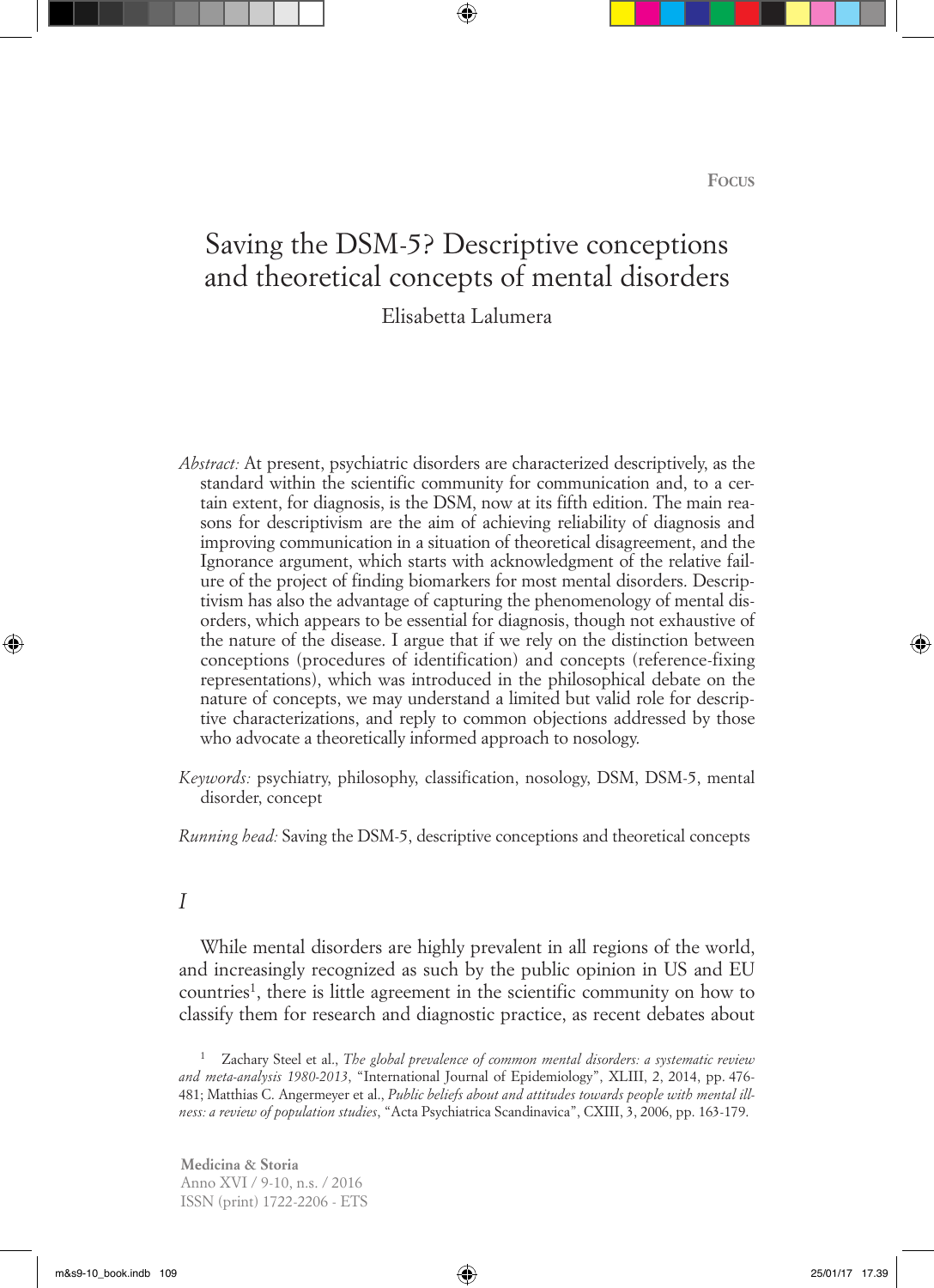Focus

# Saving the DSM-5? Descriptive conceptions and theoretical concepts of mental disorders

Elisabetta Lalumera

*Abstract:* At present, psychiatric disorders are characterized descriptively, as the standard within the scientific community for communication and, to a certain extent, for diagnosis, is the DSM, now at its fifth edition. The main reasons for descriptivism are the aim of achieving reliability of diagnosis and improving communication in a situation of theoretical disagreement, and the Ignorance argument, which starts with acknowledgment of the relative failure of the project of finding biomarkers for most mental disorders. Descriptivism has also the advantage of capturing the phenomenology of mental disorders, which appears to be essential for diagnosis, though not exhaustive of the nature of the disease. I argue that if we rely on the distinction between conceptions (procedures of identification) and concepts (reference-fixing representations), which was introduced in the philosophical debate on the nature of concepts, we may understand a limited but valid role for descriptive characterizations, and reply to common objections addressed by those who advocate a theoretically informed approach to nosology.

*Keywords:* psychiatry, philosophy, classification, nosology, DSM, DSM-5, mental disorder, concept

*Running head:* Saving the DSM-5, descriptive conceptions and theoretical concepts

## *I*

While mental disorders are highly prevalent in all regions of the world, and increasingly recognized as such by the public opinion in US and EU countries[1], there is little agreement in the scientific community on how to classify them for research and diagnostic practice, as recent debates about

[1] Zachary Steel et al., *The global prevalence of common mental disorders: a systematic review and meta-analysis 1980-2013*, "International Journal of Epidemiology", XLIII, 2, 2014, pp. 476-481; Matthias C. Angermeyer et al., *Public beliefs about and attitudes towards people with mental illness: a review of population studies*, "Acta Psychiatrica Scandinavica", CXIII, 3, 2006, pp. 163-179.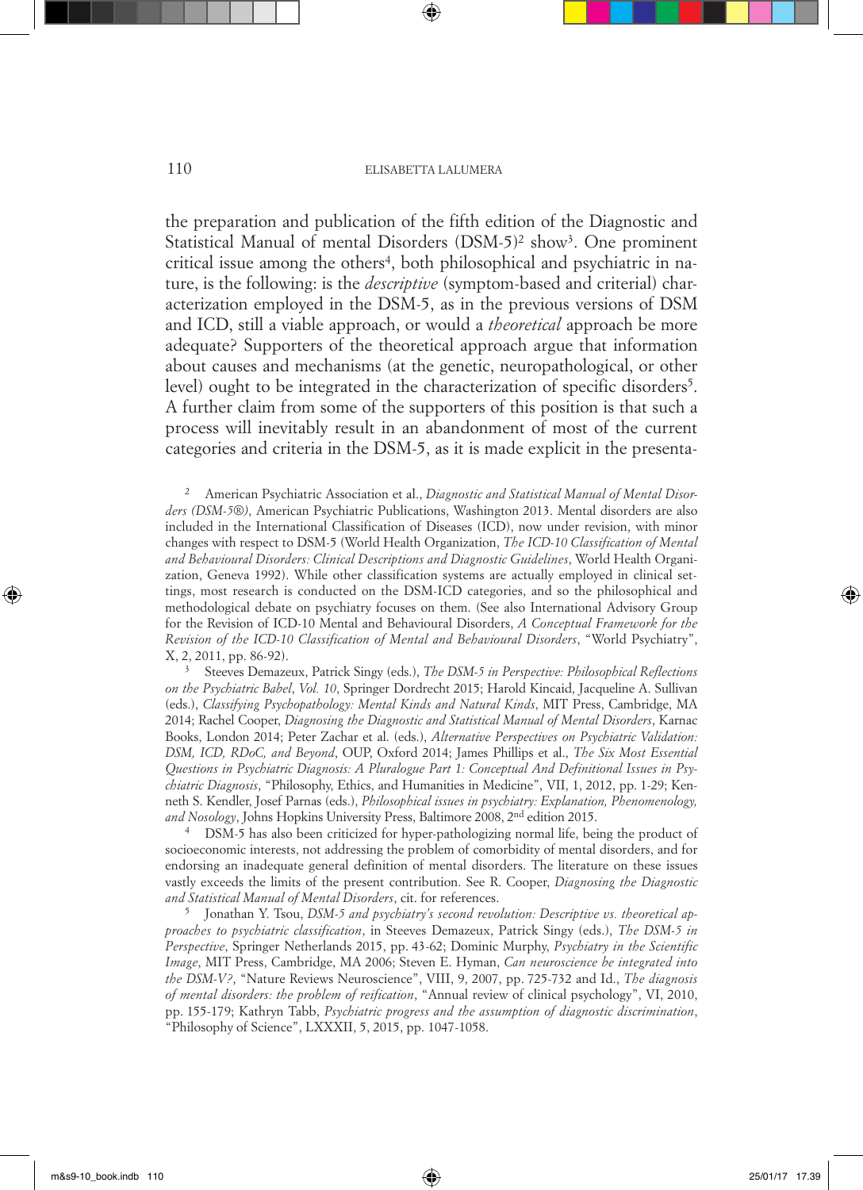the preparation and publication of the fifth edition of the Diagnostic and Statistical Manual of mental Disorders (DSM-5)[2] show[3]. One prominent critical issue among the others[4], both philosophical and psychiatric in nature, is the following: is the *descriptive* (symptom-based and criterial) characterization employed in the DSM-5, as in the previous versions of DSM and ICD, still a viable approach, or would a *theoretical* approach be more adequate? Supporters of the theoretical approach argue that information about causes and mechanisms (at the genetic, neuropathological, or other level) ought to be integrated in the characterization of specific disorders[5]. A further claim from some of the supporters of this position is that such a process will inevitably result in an abandonment of most of the current categories and criteria in the DSM-5, as it is made explicit in the presenta-

[2] American Psychiatric Association et al., *Diagnostic and Statistical Manual of Mental Disorders (DSM-5®)*, American Psychiatric Publications, Washington 2013. Mental disorders are also included in the International Classification of Diseases (ICD), now under revision, with minor changes with respect to DSM-5 (World Health Organization, *The ICD-10 Classification of Mental and Behavioural Disorders: Clinical Descriptions and Diagnostic Guidelines*, World Health Organization, Geneva 1992). While other classification systems are actually employed in clinical settings, most research is conducted on the DSM-ICD categories, and so the philosophical and methodological debate on psychiatry focuses on them. (See also International Advisory Group for the Revision of ICD-10 Mental and Behavioural Disorders, *A Conceptual Framework for the Revision of the ICD-10 Classification of Mental and Behavioural Disorders*, "World Psychiatry", X, 2, 2011, pp. 86-92).

[3] Steeves Demazeux, Patrick Singy (eds.), *The DSM-5 in Perspective: Philosophical Reflections on the Psychiatric Babel, Vol. 10*, Springer Dordrecht 2015; Harold Kincaid, Jacqueline A. Sullivan (eds.), *Classifying Psychopathology: Mental Kinds and Natural Kinds*, MIT Press, Cambridge, MA 2014; Rachel Cooper, *Diagnosing the Diagnostic and Statistical Manual of Mental Disorders*, Karnac Books, London 2014; Peter Zachar et al. (eds.), *Alternative Perspectives on Psychiatric Validation: DSM, ICD, RDoC, and Beyond*, OUP, Oxford 2014; James Phillips et al., *The Six Most Essential Questions in Psychiatric Diagnosis: A Pluralogue Part 1: Conceptual And Definitional Issues in Psychiatric Diagnosis*, "Philosophy, Ethics, and Humanities in Medicine", VII, 1, 2012, pp. 1-29; Kenneth S. Kendler, Josef Parnas (eds.), *Philosophical issues in psychiatry: Explanation, Phenomenology, and Nosology*, Johns Hopkins University Press, Baltimore 2008, 2nd edition 2015.

[4] DSM-5 has also been criticized for hyper-pathologizing normal life, being the product of socioeconomic interests, not addressing the problem of comorbidity of mental disorders, and for endorsing an inadequate general definition of mental disorders. The literature on these issues vastly exceeds the limits of the present contribution. See R. Cooper, *Diagnosing the Diagnostic and Statistical Manual of Mental Disorders*, cit. for references.

[5] Jonathan Y. Tsou, *DSM-5 and psychiatry's second revolution: Descriptive vs. theoretical approaches to psychiatric classification*, in Steeves Demazeux, Patrick Singy (eds.), *The DSM-5 in Perspective*, Springer Netherlands 2015, pp. 43-62; Dominic Murphy, *Psychiatry in the Scientific Image*, MIT Press, Cambridge, MA 2006; Steven E. Hyman, *Can neuroscience be integrated into the DSM-V?*, "Nature Reviews Neuroscience", VIII, 9, 2007, pp. 725-732 and Id., *The diagnosis of mental disorders: the problem of reification*, "Annual review of clinical psychology", VI, 2010, pp. 155-179; Kathryn Tabb, *Psychiatric progress and the assumption of diagnostic discrimination*, "Philosophy of Science", LXXXII, 5, 2015, pp. 1047-1058.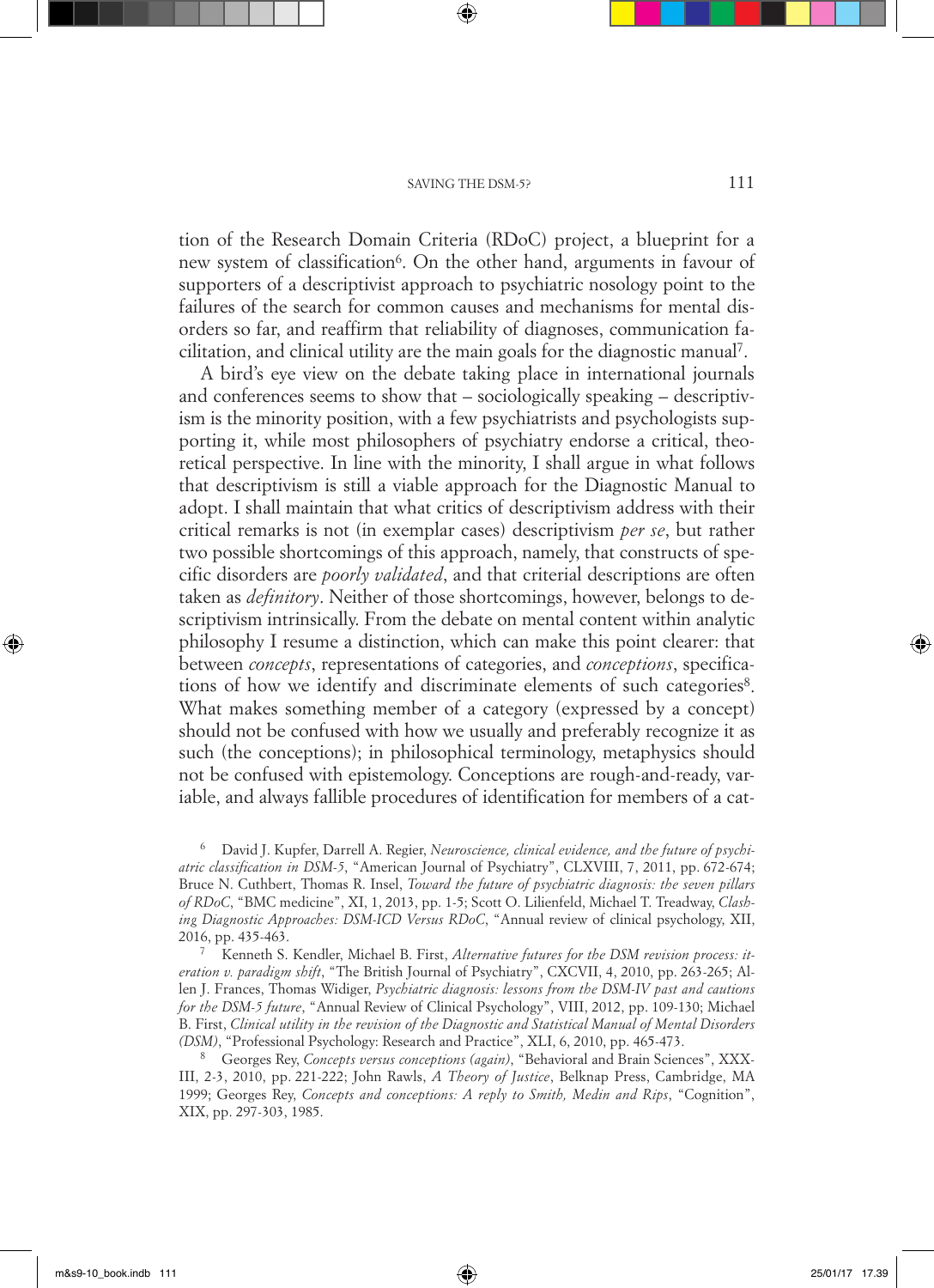tion of the Research Domain Criteria (RDoC) project, a blueprint for a new system of classification[6]. On the other hand, arguments in favour of supporters of a descriptivist approach to psychiatric nosology point to the failures of the search for common causes and mechanisms for mental disorders so far, and reaffirm that reliability of diagnoses, communication facilitation, and clinical utility are the main goals for the diagnostic manual[7].

A bird's eye view on the debate taking place in international journals and conferences seems to show that – sociologically speaking – descriptivism is the minority position, with a few psychiatrists and psychologists supporting it, while most philosophers of psychiatry endorse a critical, theoretical perspective. In line with the minority, I shall argue in what follows that descriptivism is still a viable approach for the Diagnostic Manual to adopt. I shall maintain that what critics of descriptivism address with their critical remarks is not (in exemplar cases) descriptivism *per se*, but rather two possible shortcomings of this approach, namely, that constructs of specific disorders are *poorly validated*, and that criterial descriptions are often taken as *definitory*. Neither of those shortcomings, however, belongs to descriptivism intrinsically. From the debate on mental content within analytic philosophy I resume a distinction, which can make this point clearer: that between *concepts*, representations of categories, and *conceptions*, specifications of how we identify and discriminate elements of such categories[8]. What makes something member of a category (expressed by a concept) should not be confused with how we usually and preferably recognize it as such (the conceptions); in philosophical terminology, metaphysics should not be confused with epistemology. Conceptions are rough-and-ready, variable, and always fallible procedures of identification for members of a cat-

[6] David J. Kupfer, Darrell A. Regier, *Neuroscience, clinical evidence, and the future of psychiatric classification in DSM-5*, "American Journal of Psychiatry", CLXVIII, 7, 2011, pp. 672-674; Bruce N. Cuthbert, Thomas R. Insel, *Toward the future of psychiatric diagnosis: the seven pillars of RDoC*, "BMC medicine", XI, 1, 2013, pp. 1-5; Scott O. Lilienfeld, Michael T. Treadway, *Clashing Diagnostic Approaches: DSM-ICD Versus RDoC*, "Annual review of clinical psychology, XII, 2016, pp. 435-463.

[7] Kenneth S. Kendler, Michael B. First, *Alternative futures for the DSM revision process: iteration v. paradigm shift*, "The British Journal of Psychiatry", CXCVII, 4, 2010, pp. 263-265; Allen J. Frances, Thomas Widiger, *Psychiatric diagnosis: lessons from the DSM-IV past and cautions for the DSM-5 future*, "Annual Review of Clinical Psychology", VIII, 2012, pp. 109-130; Michael B. First, *Clinical utility in the revision of the Diagnostic and Statistical Manual of Mental Disorders (DSM)*, "Professional Psychology: Research and Practice", XLI, 6, 2010, pp. 465-473.

[8] Georges Rey, *Concepts versus conceptions (again)*, "Behavioral and Brain Sciences", XXXIII, 2-3, 2010, pp. 221-222; John Rawls, *A Theory of Justice*, Belknap Press, Cambridge, MA 1999; Georges Rey, *Concepts and conceptions: A reply to Smith, Medin and Rips*, "Cognition", XIX, pp. 297-303, 1985.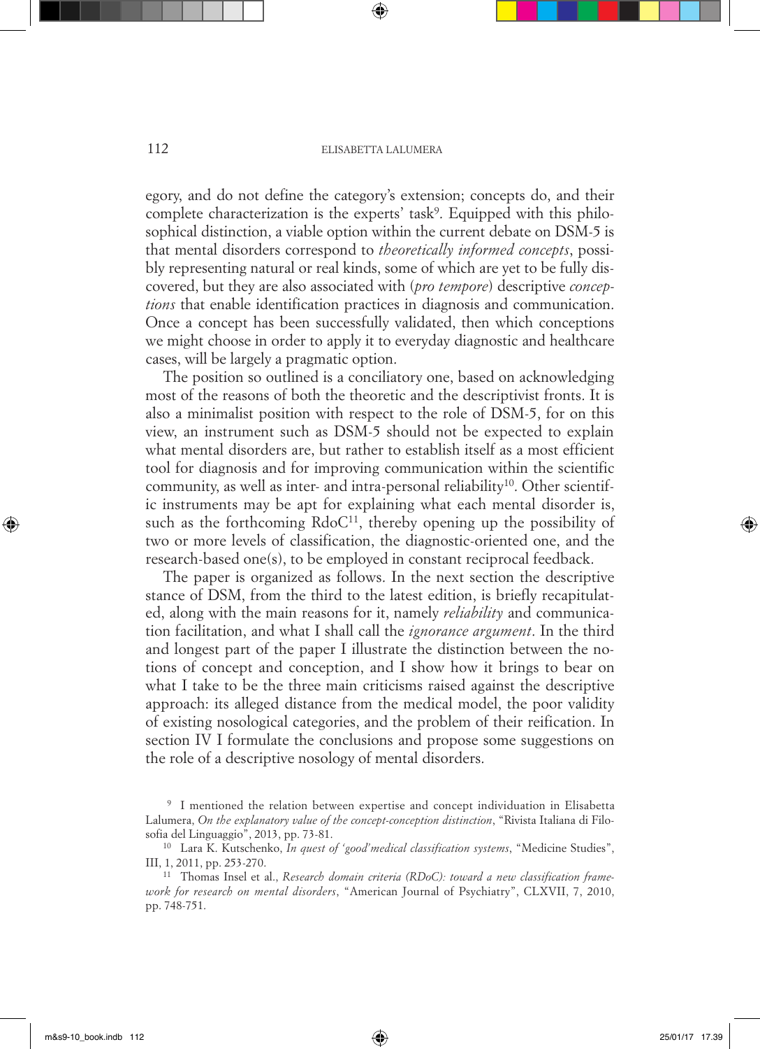egory, and do not define the category's extension; concepts do, and their complete characterization is the experts' task[9]. Equipped with this philosophical distinction, a viable option within the current debate on DSM-5 is that mental disorders correspond to *theoretically informed concepts*, possibly representing natural or real kinds, some of which are yet to be fully discovered, but they are also associated with (*pro tempore*) descriptive *conceptions* that enable identification practices in diagnosis and communication. Once a concept has been successfully validated, then which conceptions we might choose in order to apply it to everyday diagnostic and healthcare cases, will be largely a pragmatic option.

The position so outlined is a conciliatory one, based on acknowledging most of the reasons of both the theoretic and the descriptivist fronts. It is also a minimalist position with respect to the role of DSM-5, for on this view, an instrument such as DSM-5 should not be expected to explain what mental disorders are, but rather to establish itself as a most efficient tool for diagnosis and for improving communication within the scientific community, as well as inter- and intra-personal reliability[10]. Other scientific instruments may be apt for explaining what each mental disorder is, such as the forthcoming RdoC[11], thereby opening up the possibility of two or more levels of classification, the diagnostic-oriented one, and the research-based one(s), to be employed in constant reciprocal feedback.

The paper is organized as follows. In the next section the descriptive stance of DSM, from the third to the latest edition, is briefly recapitulated, along with the main reasons for it, namely *reliability* and communication facilitation, and what I shall call the *ignorance argument*. In the third and longest part of the paper I illustrate the distinction between the notions of concept and conception, and I show how it brings to bear on what I take to be the three main criticisms raised against the descriptive approach: its alleged distance from the medical model, the poor validity of existing nosological categories, and the problem of their reification. In section IV I formulate the conclusions and propose some suggestions on the role of a descriptive nosology of mental disorders.

[9] I mentioned the relation between expertise and concept individuation in Elisabetta Lalumera, *On the explanatory value of the concept-conception distinction*, "Rivista Italiana di Filosofia del Linguaggio", 2013, pp. 73-81.

[10] Lara K. Kutschenko, *In quest of 'good' medical classification systems*, "Medicine Studies", III, 1, 2011, pp. 253-270.

[11] Thomas Insel et al., *Research domain criteria (RDoC): toward a new classification framework for research on mental disorders*, "American Journal of Psychiatry", CLXVII, 7, 2010, pp. 748-751.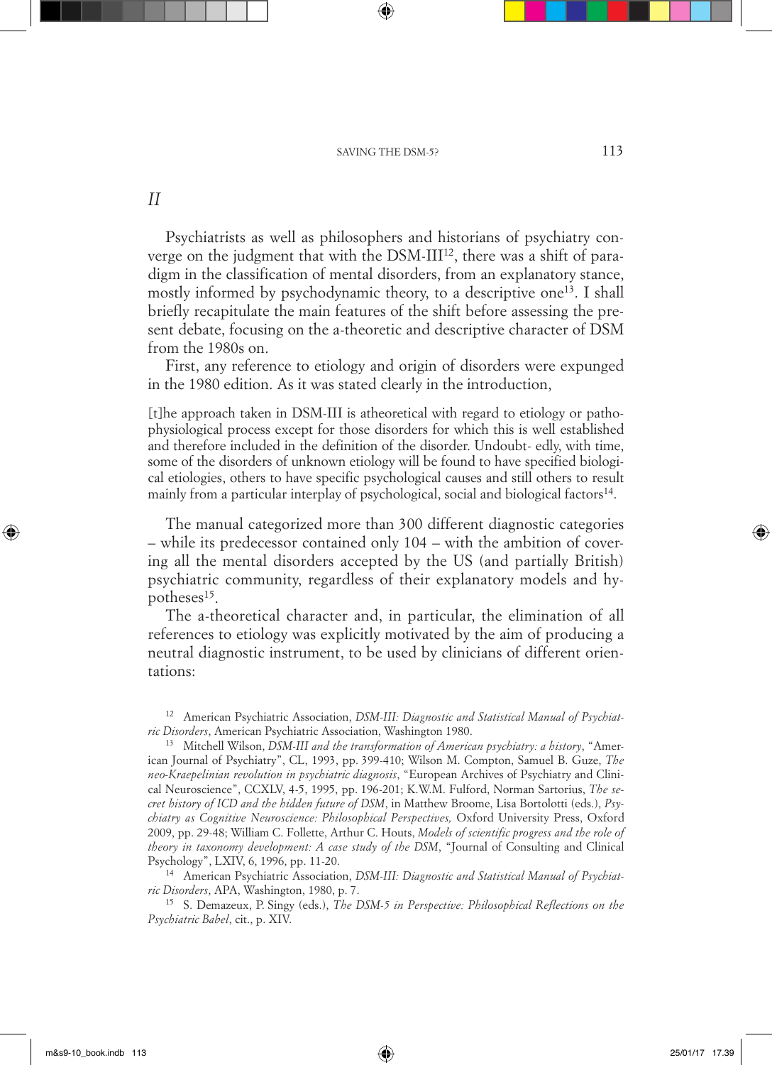## II

Psychiatrists as well as philosophers and historians of psychiatry converge on the judgment that with the DSM-III[12], there was a shift of paradigm in the classification of mental disorders, from an explanatory stance, mostly informed by psychodynamic theory, to a descriptive one[13]. I shall briefly recapitulate the main features of the shift before assessing the present debate, focusing on the a-theoretic and descriptive character of DSM from the 1980s on.

First, any reference to etiology and origin of disorders were expunged in the 1980 edition. As it was stated clearly in the introduction,

> [t]he approach taken in DSM-III is atheoretical with regard to etiology or pathophysiological process except for those disorders for which this is well established and therefore included in the definition of the disorder. Undoubt- edly, with time, some of the disorders of unknown etiology will be found to have specified biological etiologies, others to have specific psychological causes and still others to result mainly from a particular interplay of psychological, social and biological factors[14].

The manual categorized more than 300 different diagnostic categories – while its predecessor contained only 104 – with the ambition of covering all the mental disorders accepted by the US (and partially British) psychiatric community, regardless of their explanatory models and hypotheses[15].

The a-theoretical character and, in particular, the elimination of all references to etiology was explicitly motivated by the aim of producing a neutral diagnostic instrument, to be used by clinicians of different orientations:

---

[12] American Psychiatric Association, *DSM-III: Diagnostic and Statistical Manual of Psychiatric Disorders*, American Psychiatric Association, Washington 1980.

[13] Mitchell Wilson, *DSM-III and the transformation of American psychiatry: a history*, "American Journal of Psychiatry", CL, 1993, pp. 399-410; Wilson M. Compton, Samuel B. Guze, *The neo-Kraepelinian revolution in psychiatric diagnosis*, "European Archives of Psychiatry and Clinical Neuroscience", CCXLV, 4-5, 1995, pp. 196-201; K.W.M. Fulford, Norman Sartorius, *The secret history of ICD and the hidden future of DSM*, in Matthew Broome, Lisa Bortolotti (eds.), *Psychiatry as Cognitive Neuroscience: Philosophical Perspectives,* Oxford University Press, Oxford 2009, pp. 29-48; William C. Follette, Arthur C. Houts, *Models of scientific progress and the role of theory in taxonomy development: A case study of the DSM*, "Journal of Consulting and Clinical Psychology", LXIV, 6, 1996, pp. 11-20.

[14] American Psychiatric Association, *DSM-III: Diagnostic and Statistical Manual of Psychiatric Disorders*, APA, Washington, 1980, p. 7.

[15] S. Demazeux, P. Singy (eds.), *The DSM-5 in Perspective: Philosophical Reflections on the Psychiatric Babel*, cit., p. XIV.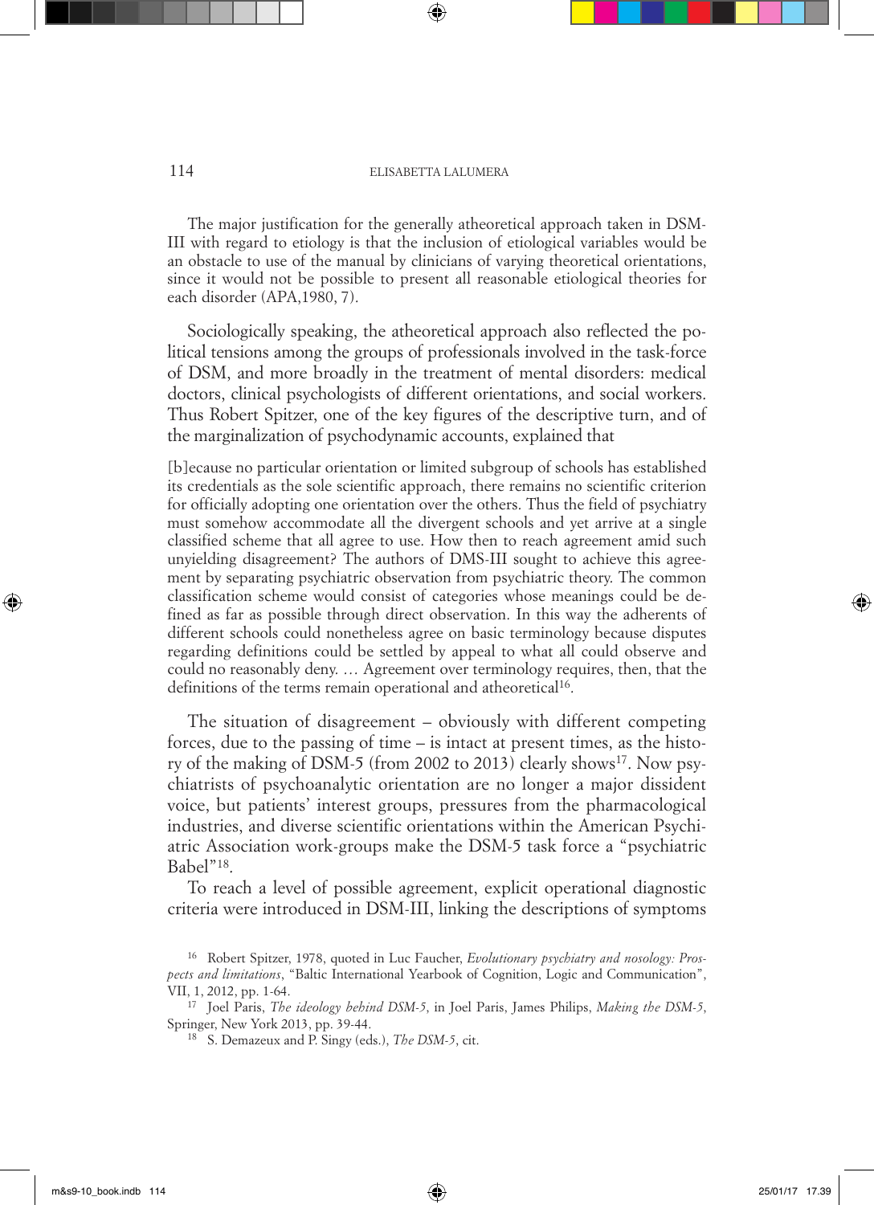The major justification for the generally atheoretical approach taken in DSM-III with regard to etiology is that the inclusion of etiological variables would be an obstacle to use of the manual by clinicians of varying theoretical orientations, since it would not be possible to present all reasonable etiological theories for each disorder (APA,1980, 7).

Sociologically speaking, the atheoretical approach also reflected the political tensions among the groups of professionals involved in the task-force of DSM, and more broadly in the treatment of mental disorders: medical doctors, clinical psychologists of different orientations, and social workers. Thus Robert Spitzer, one of the key figures of the descriptive turn, and of the marginalization of psychodynamic accounts, explained that

> [b]ecause no particular orientation or limited subgroup of schools has established its credentials as the sole scientific approach, there remains no scientific criterion for officially adopting one orientation over the others. Thus the field of psychiatry must somehow accommodate all the divergent schools and yet arrive at a single classified scheme that all agree to use. How then to reach agreement amid such unyielding disagreement? The authors of DMS-III sought to achieve this agreement by separating psychiatric observation from psychiatric theory. The common classification scheme would consist of categories whose meanings could be defined as far as possible through direct observation. In this way the adherents of different schools could nonetheless agree on basic terminology because disputes regarding definitions could be settled by appeal to what all could observe and could no reasonably deny. … Agreement over terminology requires, then, that the definitions of the terms remain operational and atheoretical[16].

The situation of disagreement – obviously with different competing forces, due to the passing of time – is intact at present times, as the history of the making of DSM-5 (from 2002 to 2013) clearly shows[17]. Now psychiatrists of psychoanalytic orientation are no longer a major dissident voice, but patients' interest groups, pressures from the pharmacological industries, and diverse scientific orientations within the American Psychiatric Association work-groups make the DSM-5 task force a "psychiatric Babel"[18].

To reach a level of possible agreement, explicit operational diagnostic criteria were introduced in DSM-III, linking the descriptions of symptoms

---

[16] Robert Spitzer, 1978, quoted in Luc Faucher, *Evolutionary psychiatry and nosology: Prospects and limitations*, "Baltic International Yearbook of Cognition, Logic and Communication", VII, 1, 2012, pp. 1-64.

[17] Joel Paris, *The ideology behind DSM-5*, in Joel Paris, James Philips, *Making the DSM-5*, Springer, New York 2013, pp. 39-44.

[18] S. Demazeux and P. Singy (eds.), *The DSM-5*, cit.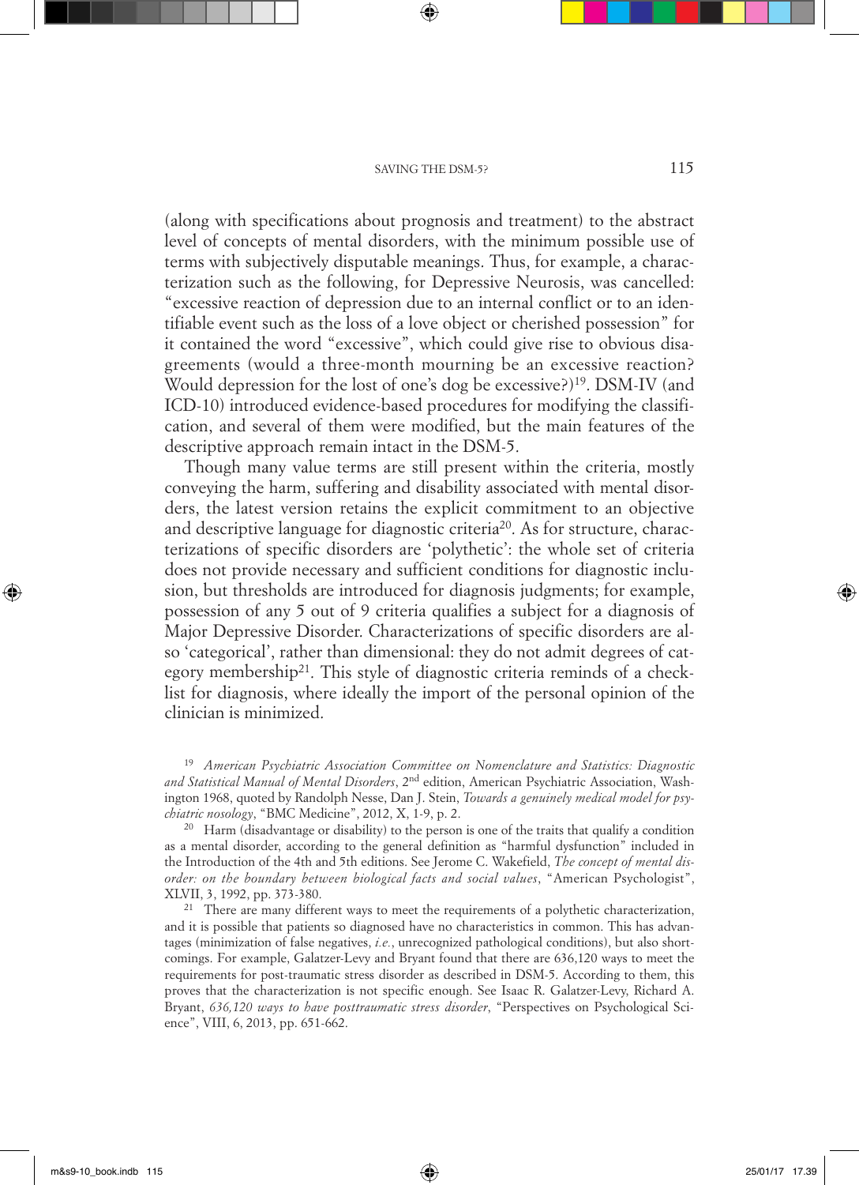(along with specifications about prognosis and treatment) to the abstract level of concepts of mental disorders, with the minimum possible use of terms with subjectively disputable meanings. Thus, for example, a characterization such as the following, for Depressive Neurosis, was cancelled: "excessive reaction of depression due to an internal conflict or to an identifiable event such as the loss of a love object or cherished possession" for it contained the word "excessive", which could give rise to obvious disagreements (would a three-month mourning be an excessive reaction? Would depression for the lost of one's dog be excessive?)[19]. DSM-IV (and ICD-10) introduced evidence-based procedures for modifying the classification, and several of them were modified, but the main features of the descriptive approach remain intact in the DSM-5.

Though many value terms are still present within the criteria, mostly conveying the harm, suffering and disability associated with mental disorders, the latest version retains the explicit commitment to an objective and descriptive language for diagnostic criteria[20]. As for structure, characterizations of specific disorders are 'polythetic': the whole set of criteria does not provide necessary and sufficient conditions for diagnostic inclusion, but thresholds are introduced for diagnosis judgments; for example, possession of any 5 out of 9 criteria qualifies a subject for a diagnosis of Major Depressive Disorder. Characterizations of specific disorders are also 'categorical', rather than dimensional: they do not admit degrees of category membership[21]. This style of diagnostic criteria reminds of a checklist for diagnosis, where ideally the import of the personal opinion of the clinician is minimized.

[19] *American Psychiatric Association Committee on Nomenclature and Statistics: Diagnostic and Statistical Manual of Mental Disorders*, 2nd edition, American Psychiatric Association, Washington 1968, quoted by Randolph Nesse, Dan J. Stein, *Towards a genuinely medical model for psychiatric nosology*, "BMC Medicine", 2012, X, 1-9, p. 2.

[20] Harm (disadvantage or disability) to the person is one of the traits that qualify a condition as a mental disorder, according to the general definition as "harmful dysfunction" included in the Introduction of the 4th and 5th editions. See Jerome C. Wakefield, *The concept of mental disorder: on the boundary between biological facts and social values*, "American Psychologist", XLVII, 3, 1992, pp. 373-380.

[21] There are many different ways to meet the requirements of a polythetic characterization, and it is possible that patients so diagnosed have no characteristics in common. This has advantages (minimization of false negatives, *i.e.*, unrecognized pathological conditions), but also shortcomings. For example, Galatzer-Levy and Bryant found that there are 636,120 ways to meet the requirements for post-traumatic stress disorder as described in DSM-5. According to them, this proves that the characterization is not specific enough. See Isaac R. Galatzer-Levy, Richard A. Bryant, *636,120 ways to have posttraumatic stress disorder*, "Perspectives on Psychological Science", VIII, 6, 2013, pp. 651-662.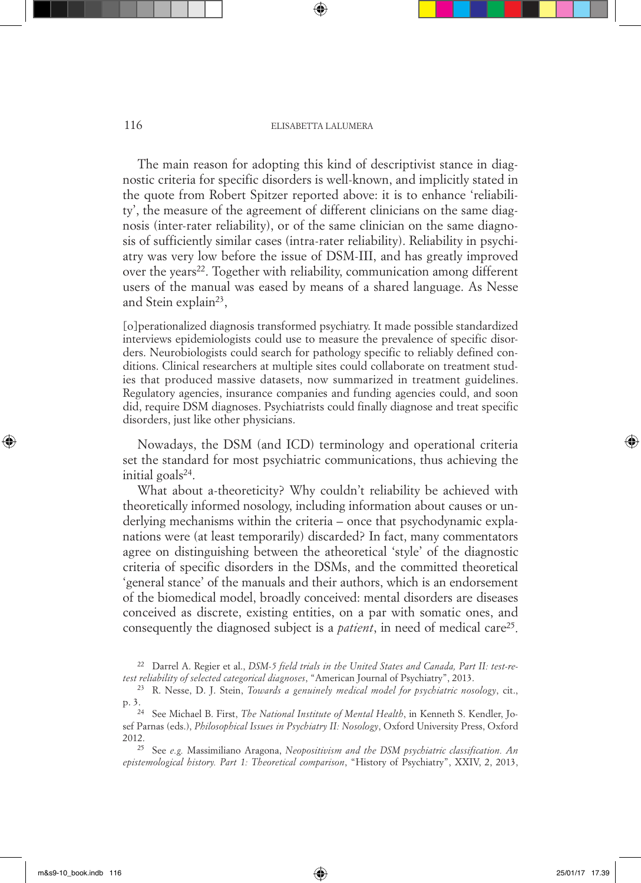The main reason for adopting this kind of descriptivist stance in diagnostic criteria for specific disorders is well-known, and implicitly stated in the quote from Robert Spitzer reported above: it is to enhance 'reliability', the measure of the agreement of different clinicians on the same diagnosis (inter-rater reliability), or of the same clinician on the same diagnosis of sufficiently similar cases (intra-rater reliability). Reliability in psychiatry was very low before the issue of DSM-III, and has greatly improved over the years[22]. Together with reliability, communication among different users of the manual was eased by means of a shared language. As Nesse and Stein explain[23],

> [o]perationalized diagnosis transformed psychiatry. It made possible standardized interviews epidemiologists could use to measure the prevalence of specific disorders. Neurobiologists could search for pathology specific to reliably defined conditions. Clinical researchers at multiple sites could collaborate on treatment studies that produced massive datasets, now summarized in treatment guidelines. Regulatory agencies, insurance companies and funding agencies could, and soon did, require DSM diagnoses. Psychiatrists could finally diagnose and treat specific disorders, just like other physicians.

Nowadays, the DSM (and ICD) terminology and operational criteria set the standard for most psychiatric communications, thus achieving the initial goals[24].

What about a-theoreticity? Why couldn't reliability be achieved with theoretically informed nosology, including information about causes or underlying mechanisms within the criteria – once that psychodynamic explanations were (at least temporarily) discarded? In fact, many commentators agree on distinguishing between the atheoretical 'style' of the diagnostic criteria of specific disorders in the DSMs, and the committed theoretical 'general stance' of the manuals and their authors, which is an endorsement of the biomedical model, broadly conceived: mental disorders are diseases conceived as discrete, existing entities, on a par with somatic ones, and consequently the diagnosed subject is a *patient*, in need of medical care[25].

---

[22] Darrel A. Regier et al., *DSM-5 field trials in the United States and Canada, Part II: test-retest reliability of selected categorical diagnoses*, "American Journal of Psychiatry", 2013.

[23] R. Nesse, D. J. Stein, *Towards a genuinely medical model for psychiatric nosology*, cit., p. 3.

[24] See Michael B. First, *The National Institute of Mental Health*, in Kenneth S. Kendler, Josef Parnas (eds.), *Philosophical Issues in Psychiatry II: Nosology*, Oxford University Press, Oxford 2012.

[25] See *e.g.* Massimiliano Aragona, *Neopositivism and the DSM psychiatric classification. An epistemological history. Part 1: Theoretical comparison*, "History of Psychiatry", XXIV, 2, 2013,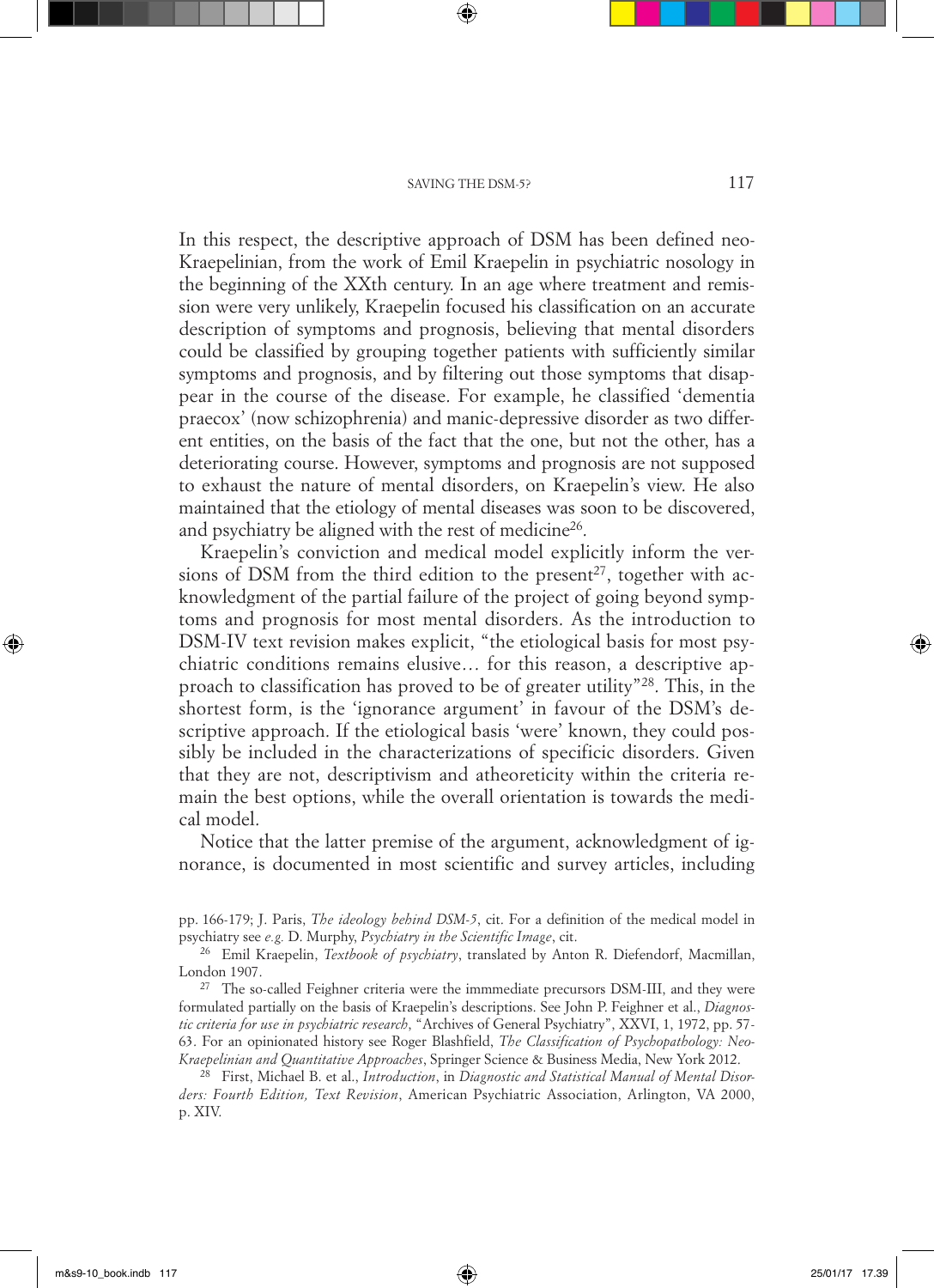In this respect, the descriptive approach of DSM has been defined neo-Kraepelinian, from the work of Emil Kraepelin in psychiatric nosology in the beginning of the XXth century. In an age where treatment and remission were very unlikely, Kraepelin focused his classification on an accurate description of symptoms and prognosis, believing that mental disorders could be classified by grouping together patients with sufficiently similar symptoms and prognosis, and by filtering out those symptoms that disappear in the course of the disease. For example, he classified 'dementia praecox' (now schizophrenia) and manic-depressive disorder as two different entities, on the basis of the fact that the one, but not the other, has a deteriorating course. However, symptoms and prognosis are not supposed to exhaust the nature of mental disorders, on Kraepelin's view. He also maintained that the etiology of mental diseases was soon to be discovered, and psychiatry be aligned with the rest of medicine[26].

Kraepelin's conviction and medical model explicitly inform the versions of DSM from the third edition to the present[27], together with acknowledgment of the partial failure of the project of going beyond symptoms and prognosis for most mental disorders. As the introduction to DSM-IV text revision makes explicit, "the etiological basis for most psychiatric conditions remains elusive… for this reason, a descriptive approach to classification has proved to be of greater utility"[28]. This, in the shortest form, is the 'ignorance argument' in favour of the DSM's descriptive approach. If the etiological basis 'were' known, they could possibly be included in the characterizations of specificic disorders. Given that they are not, descriptivism and atheoreticity within the criteria remain the best options, while the overall orientation is towards the medical model.

Notice that the latter premise of the argument, acknowledgment of ignorance, is documented in most scientific and survey articles, including

---

pp. 166-179; J. Paris, *The ideology behind DSM-5*, cit. For a definition of the medical model in psychiatry see *e.g.* D. Murphy, *Psychiatry in the Scientific Image*, cit.

[26] Emil Kraepelin, *Textbook of psychiatry*, translated by Anton R. Diefendorf, Macmillan, London 1907.

[27] The so-called Feighner criteria were the immmediate precursors DSM-III, and they were formulated partially on the basis of Kraepelin's descriptions. See John P. Feighner et al., *Diagnostic criteria for use in psychiatric research*, "Archives of General Psychiatry", XXVI, 1, 1972, pp. 57-63. For an opinionated history see Roger Blashfield, *The Classification of Psychopathology: Neo-Kraepelinian and Quantitative Approaches*, Springer Science & Business Media, New York 2012.

[28] First, Michael B. et al., *Introduction*, in *Diagnostic and Statistical Manual of Mental Disorders: Fourth Edition, Text Revision*, American Psychiatric Association, Arlington, VA 2000, p. XIV.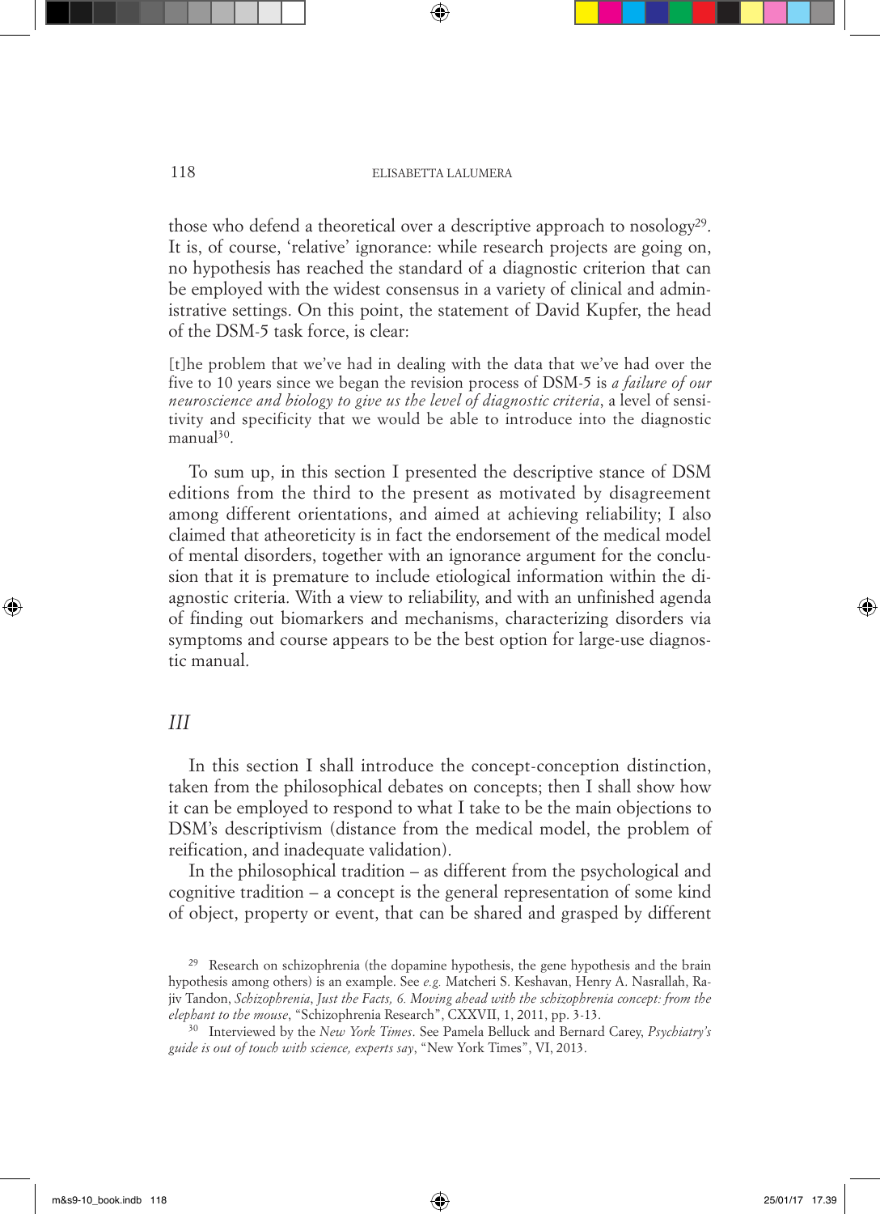those who defend a theoretical over a descriptive approach to nosology[29]. It is, of course, 'relative' ignorance: while research projects are going on, no hypothesis has reached the standard of a diagnostic criterion that can be employed with the widest consensus in a variety of clinical and administrative settings. On this point, the statement of David Kupfer, the head of the DSM-5 task force, is clear:

> [t]he problem that we've had in dealing with the data that we've had over the five to 10 years since we began the revision process of DSM-5 is *a failure of our neuroscience and biology to give us the level of diagnostic criteria*, a level of sensitivity and specificity that we would be able to introduce into the diagnostic manual[30].

To sum up, in this section I presented the descriptive stance of DSM editions from the third to the present as motivated by disagreement among different orientations, and aimed at achieving reliability; I also claimed that atheoreticity is in fact the endorsement of the medical model of mental disorders, together with an ignorance argument for the conclusion that it is premature to include etiological information within the diagnostic criteria. With a view to reliability, and with an unfinished agenda of finding out biomarkers and mechanisms, characterizing disorders via symptoms and course appears to be the best option for large-use diagnostic manual.

## *III*

In this section I shall introduce the concept-conception distinction, taken from the philosophical debates on concepts; then I shall show how it can be employed to respond to what I take to be the main objections to DSM's descriptivism (distance from the medical model, the problem of reification, and inadequate validation).

In the philosophical tradition – as different from the psychological and cognitive tradition – a concept is the general representation of some kind of object, property or event, that can be shared and grasped by different

---

[29] Research on schizophrenia (the dopamine hypothesis, the gene hypothesis and the brain hypothesis among others) is an example. See *e.g.* Matcheri S. Keshavan, Henry A. Nasrallah, Rajiv Tandon, *Schizophrenia, Just the Facts, 6. Moving ahead with the schizophrenia concept: from the elephant to the mouse*, "Schizophrenia Research", CXXVII, 1, 2011, pp. 3-13.

[30] Interviewed by the *New York Times*. See Pamela Belluck and Bernard Carey, *Psychiatry's guide is out of touch with science, experts say*, "New York Times", VI, 2013.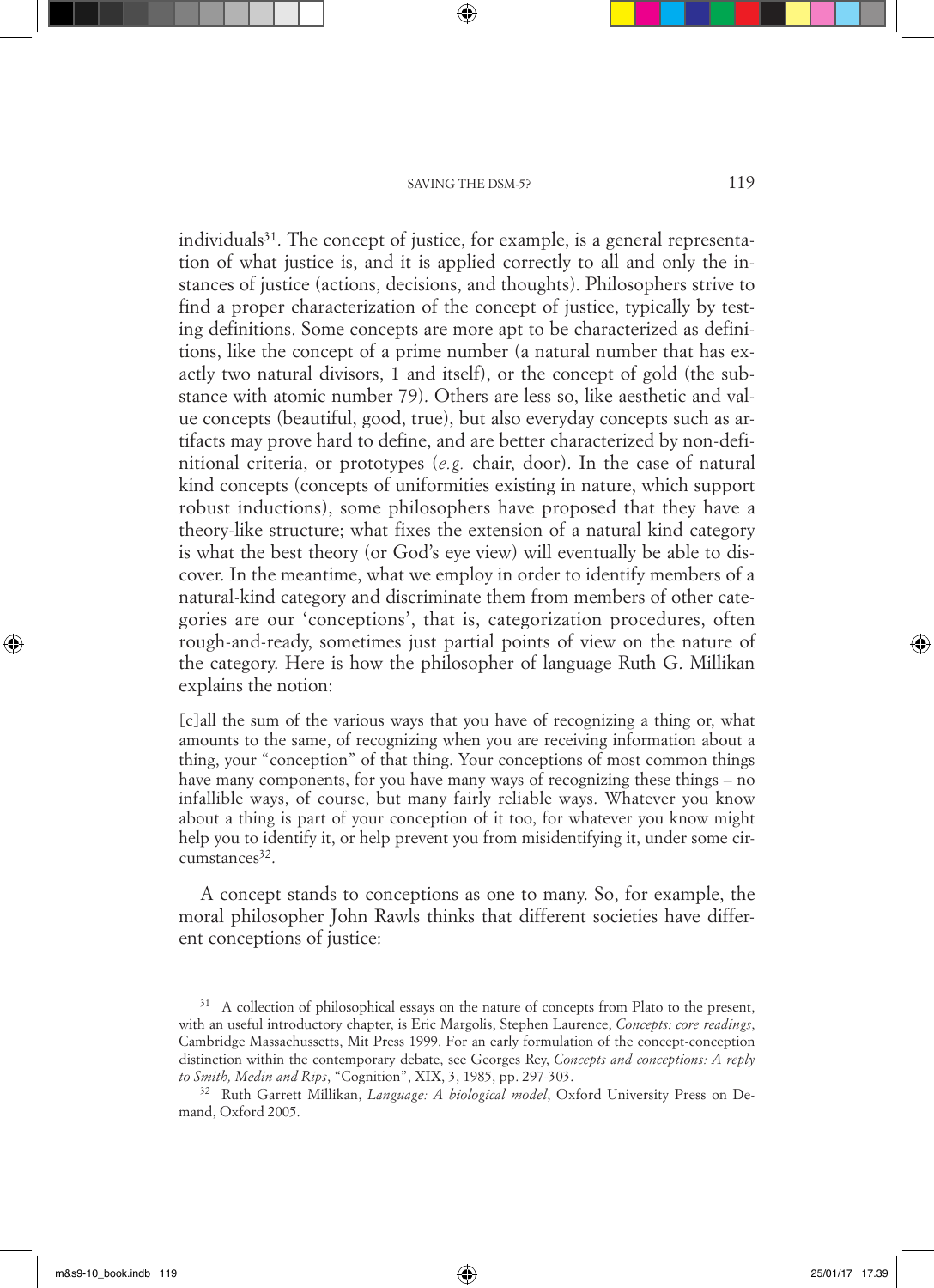individuals[31]. The concept of justice, for example, is a general representation of what justice is, and it is applied correctly to all and only the instances of justice (actions, decisions, and thoughts). Philosophers strive to find a proper characterization of the concept of justice, typically by testing definitions. Some concepts are more apt to be characterized as definitions, like the concept of a prime number (a natural number that has exactly two natural divisors, 1 and itself), or the concept of gold (the substance with atomic number 79). Others are less so, like aesthetic and value concepts (beautiful, good, true), but also everyday concepts such as artifacts may prove hard to define, and are better characterized by non-definitional criteria, or prototypes (*e.g.* chair, door). In the case of natural kind concepts (concepts of uniformities existing in nature, which support robust inductions), some philosophers have proposed that they have a theory-like structure; what fixes the extension of a natural kind category is what the best theory (or God's eye view) will eventually be able to discover. In the meantime, what we employ in order to identify members of a natural-kind category and discriminate them from members of other categories are our 'conceptions', that is, categorization procedures, often rough-and-ready, sometimes just partial points of view on the nature of the category. Here is how the philosopher of language Ruth G. Millikan explains the notion:

> [c]all the sum of the various ways that you have of recognizing a thing or, what amounts to the same, of recognizing when you are receiving information about a thing, your "conception" of that thing. Your conceptions of most common things have many components, for you have many ways of recognizing these things – no infallible ways, of course, but many fairly reliable ways. Whatever you know about a thing is part of your conception of it too, for whatever you know might help you to identify it, or help prevent you from misidentifying it, under some circumstances[32].

A concept stands to conceptions as one to many. So, for example, the moral philosopher John Rawls thinks that different societies have different conceptions of justice:

---

[31] A collection of philosophical essays on the nature of concepts from Plato to the present, with an useful introductory chapter, is Eric Margolis, Stephen Laurence, *Concepts: core readings*, Cambridge Massachussetts, Mit Press 1999. For an early formulation of the concept-conception distinction within the contemporary debate, see Georges Rey, *Concepts and conceptions: A reply to Smith, Medin and Rips*, "Cognition", XIX, 3, 1985, pp. 297-303.

[32] Ruth Garrett Millikan, *Language: A biological model*, Oxford University Press on Demand, Oxford 2005.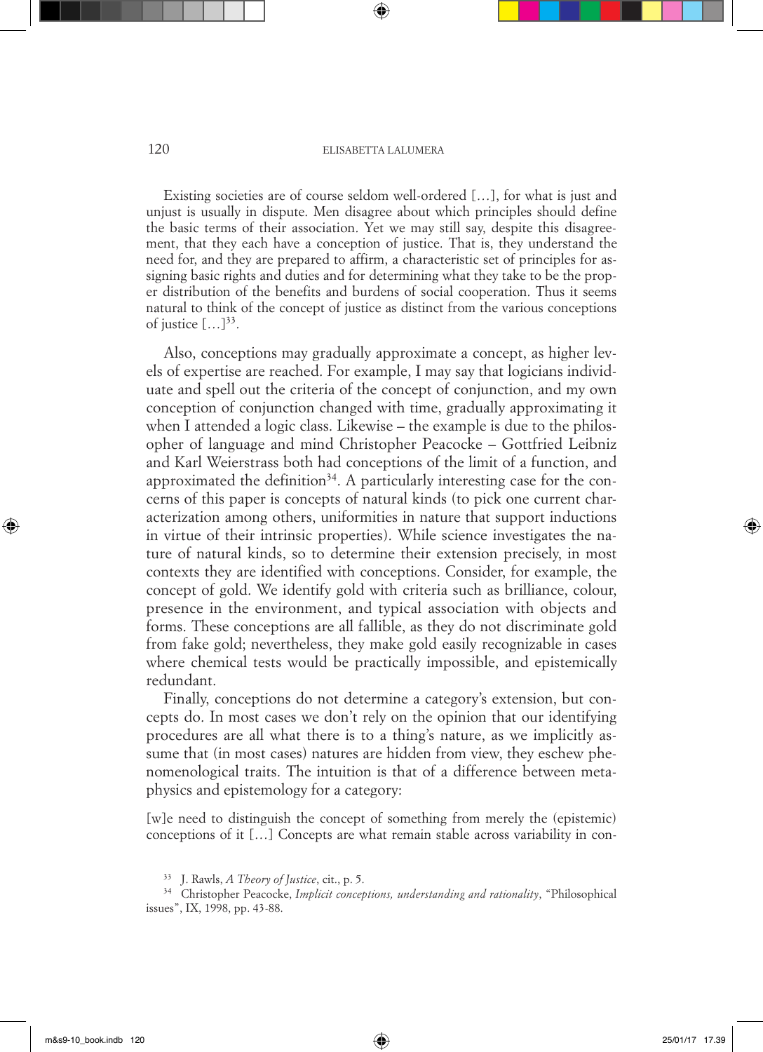Existing societies are of course seldom well-ordered […], for what is just and unjust is usually in dispute. Men disagree about which principles should define the basic terms of their association. Yet we may still say, despite this disagreement, that they each have a conception of justice. That is, they understand the need for, and they are prepared to affirm, a characteristic set of principles for assigning basic rights and duties and for determining what they take to be the proper distribution of the benefits and burdens of social cooperation. Thus it seems natural to think of the concept of justice as distinct from the various conceptions of justice […][33].

Also, conceptions may gradually approximate a concept, as higher levels of expertise are reached. For example, I may say that logicians individuate and spell out the criteria of the concept of conjunction, and my own conception of conjunction changed with time, gradually approximating it when I attended a logic class. Likewise – the example is due to the philosopher of language and mind Christopher Peacocke – Gottfried Leibniz and Karl Weierstrass both had conceptions of the limit of a function, and approximated the definition[34]. A particularly interesting case for the concerns of this paper is concepts of natural kinds (to pick one current characterization among others, uniformities in nature that support inductions in virtue of their intrinsic properties). While science investigates the nature of natural kinds, so to determine their extension precisely, in most contexts they are identified with conceptions. Consider, for example, the concept of gold. We identify gold with criteria such as brilliance, colour, presence in the environment, and typical association with objects and forms. These conceptions are all fallible, as they do not discriminate gold from fake gold; nevertheless, they make gold easily recognizable in cases where chemical tests would be practically impossible, and epistemically redundant.

Finally, conceptions do not determine a category's extension, but concepts do. In most cases we don't rely on the opinion that our identifying procedures are all what there is to a thing's nature, as we implicitly assume that (in most cases) natures are hidden from view, they eschew phenomenological traits. The intuition is that of a difference between metaphysics and epistemology for a category:

[w]e need to distinguish the concept of something from merely the (epistemic) conceptions of it […] Concepts are what remain stable across variability in con-

---

[33] J. Rawls, *A Theory of Justice*, cit., p. 5.

[34] Christopher Peacocke, *Implicit conceptions, understanding and rationality*, "Philosophical issues", IX, 1998, pp. 43-88.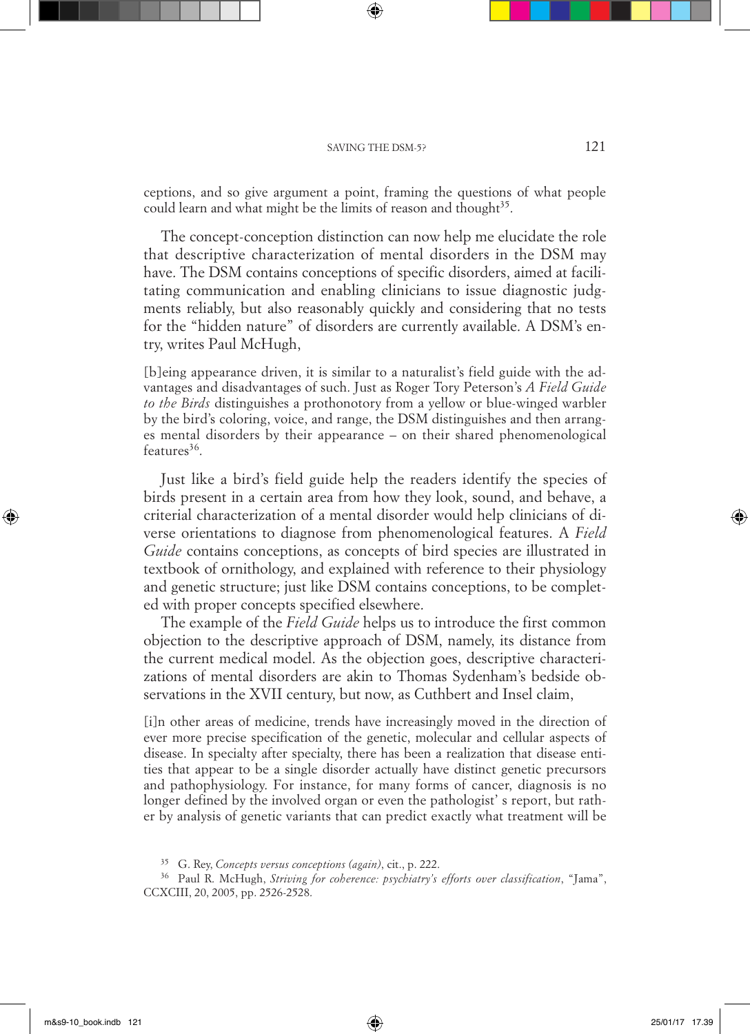ceptions, and so give argument a point, framing the questions of what people could learn and what might be the limits of reason and thought[35].

The concept-conception distinction can now help me elucidate the role that descriptive characterization of mental disorders in the DSM may have. The DSM contains conceptions of specific disorders, aimed at facilitating communication and enabling clinicians to issue diagnostic judgments reliably, but also reasonably quickly and considering that no tests for the "hidden nature" of disorders are currently available. A DSM's entry, writes Paul McHugh,

> [b]eing appearance driven, it is similar to a naturalist's field guide with the advantages and disadvantages of such. Just as Roger Tory Peterson's *A Field Guide to the Birds* distinguishes a prothonotory from a yellow or blue-winged warbler by the bird's coloring, voice, and range, the DSM distinguishes and then arranges mental disorders by their appearance – on their shared phenomenological features[36].

Just like a bird's field guide help the readers identify the species of birds present in a certain area from how they look, sound, and behave, a criterial characterization of a mental disorder would help clinicians of diverse orientations to diagnose from phenomenological features. A *Field Guide* contains conceptions, as concepts of bird species are illustrated in textbook of ornithology, and explained with reference to their physiology and genetic structure; just like DSM contains conceptions, to be completed with proper concepts specified elsewhere.

The example of the *Field Guide* helps us to introduce the first common objection to the descriptive approach of DSM, namely, its distance from the current medical model. As the objection goes, descriptive characterizations of mental disorders are akin to Thomas Sydenham's bedside observations in the XVII century, but now, as Cuthbert and Insel claim,

> [i]n other areas of medicine, trends have increasingly moved in the direction of ever more precise specification of the genetic, molecular and cellular aspects of disease. In specialty after specialty, there has been a realization that disease entities that appear to be a single disorder actually have distinct genetic precursors and pathophysiology. For instance, for many forms of cancer, diagnosis is no longer defined by the involved organ or even the pathologist' s report, but rather by analysis of genetic variants that can predict exactly what treatment will be

[35] G. Rey, *Concepts versus conceptions (again)*, cit., p. 222.

[36] Paul R. McHugh, *Striving for coherence: psychiatry's efforts over classification*, "Jama", CCXCIII, 20, 2005, pp. 2526-2528.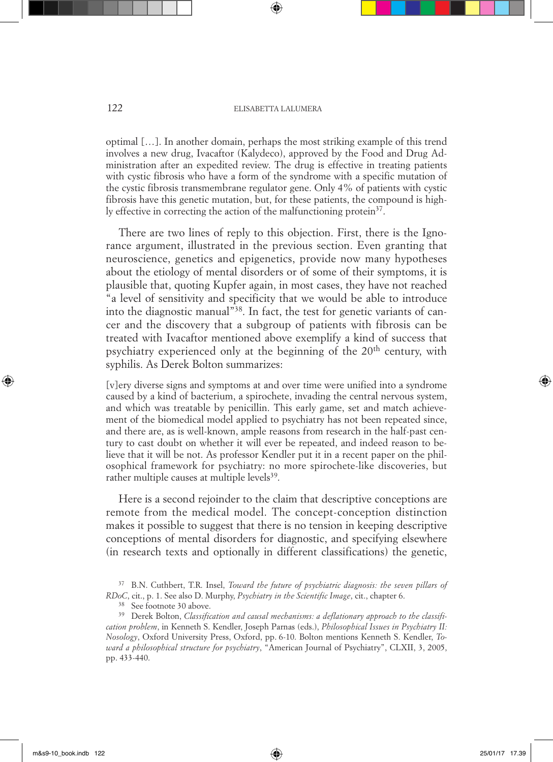optimal […]. In another domain, perhaps the most striking example of this trend involves a new drug, Ivacaftor (Kalydeco), approved by the Food and Drug Administration after an expedited review. The drug is effective in treating patients with cystic fibrosis who have a form of the syndrome with a specific mutation of the cystic fibrosis transmembrane regulator gene. Only 4% of patients with cystic fibrosis have this genetic mutation, but, for these patients, the compound is highly effective in correcting the action of the malfunctioning protein[37].

There are two lines of reply to this objection. First, there is the Ignorance argument, illustrated in the previous section. Even granting that neuroscience, genetics and epigenetics, provide now many hypotheses about the etiology of mental disorders or of some of their symptoms, it is plausible that, quoting Kupfer again, in most cases, they have not reached "a level of sensitivity and specificity that we would be able to introduce into the diagnostic manual"[38]. In fact, the test for genetic variants of cancer and the discovery that a subgroup of patients with fibrosis can be treated with Ivacaftor mentioned above exemplify a kind of success that psychiatry experienced only at the beginning of the 20th century, with syphilis. As Derek Bolton summarizes:

> [v]ery diverse signs and symptoms at and over time were unified into a syndrome caused by a kind of bacterium, a spirochete, invading the central nervous system, and which was treatable by penicillin. This early game, set and match achievement of the biomedical model applied to psychiatry has not been repeated since, and there are, as is well-known, ample reasons from research in the half-past century to cast doubt on whether it will ever be repeated, and indeed reason to believe that it will be not. As professor Kendler put it in a recent paper on the philosophical framework for psychiatry: no more spirochete-like discoveries, but rather multiple causes at multiple levels[39].

Here is a second rejoinder to the claim that descriptive conceptions are remote from the medical model. The concept-conception distinction makes it possible to suggest that there is no tension in keeping descriptive conceptions of mental disorders for diagnostic, and specifying elsewhere (in research texts and optionally in different classifications) the genetic,

---

[37] B.N. Cuthbert, T.R. Insel, *Toward the future of psychiatric diagnosis: the seven pillars of RDoC*, cit., p. 1. See also D. Murphy, *Psychiatry in the Scientific Image*, cit., chapter 6.

[38] See footnote 30 above.

[39] Derek Bolton, *Classification and causal mechanisms: a deflationary approach to the classification problem*, in Kenneth S. Kendler, Joseph Parnas (eds.), *Philosophical Issues in Psychiatry II: Nosology*, Oxford University Press, Oxford, pp. 6-10. Bolton mentions Kenneth S. Kendler, *Toward a philosophical structure for psychiatry*, "American Journal of Psychiatry", CLXII, 3, 2005, pp. 433-440.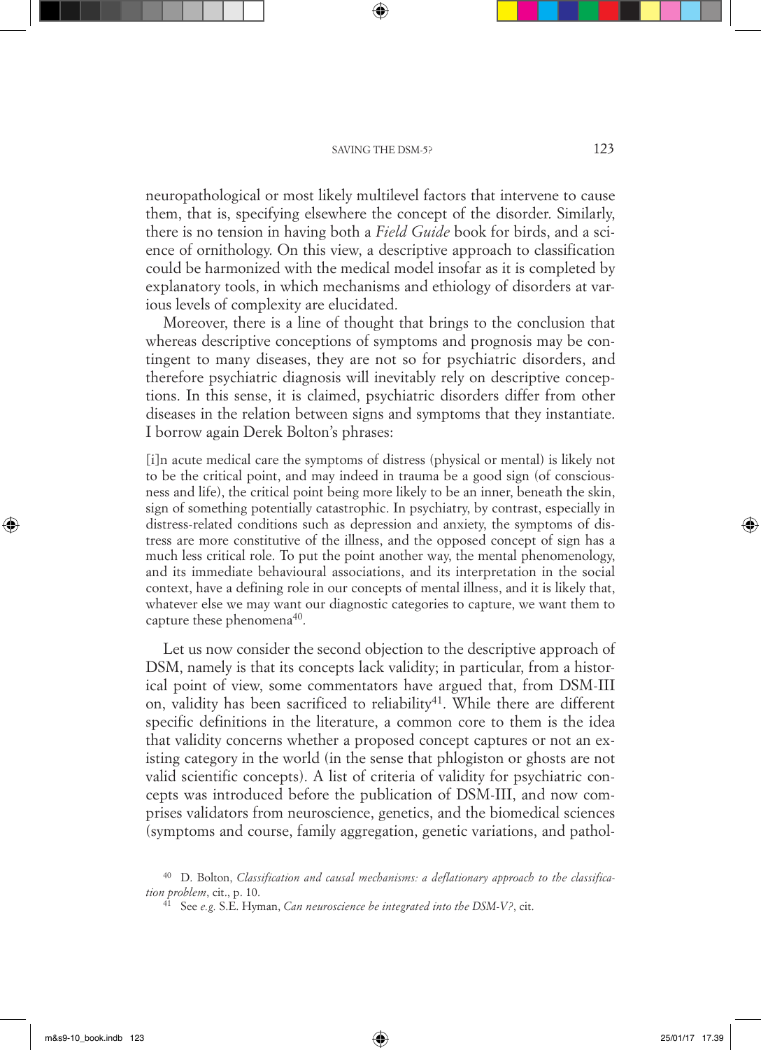neuropathological or most likely multilevel factors that intervene to cause them, that is, specifying elsewhere the concept of the disorder. Similarly, there is no tension in having both a *Field Guide* book for birds, and a science of ornithology. On this view, a descriptive approach to classification could be harmonized with the medical model insofar as it is completed by explanatory tools, in which mechanisms and ethiology of disorders at various levels of complexity are elucidated.

Moreover, there is a line of thought that brings to the conclusion that whereas descriptive conceptions of symptoms and prognosis may be contingent to many diseases, they are not so for psychiatric disorders, and therefore psychiatric diagnosis will inevitably rely on descriptive conceptions. In this sense, it is claimed, psychiatric disorders differ from other diseases in the relation between signs and symptoms that they instantiate. I borrow again Derek Bolton's phrases:

> [i]n acute medical care the symptoms of distress (physical or mental) is likely not to be the critical point, and may indeed in trauma be a good sign (of consciousness and life), the critical point being more likely to be an inner, beneath the skin, sign of something potentially catastrophic. In psychiatry, by contrast, especially in distress-related conditions such as depression and anxiety, the symptoms of distress are more constitutive of the illness, and the opposed concept of sign has a much less critical role. To put the point another way, the mental phenomenology, and its immediate behavioural associations, and its interpretation in the social context, have a defining role in our concepts of mental illness, and it is likely that, whatever else we may want our diagnostic categories to capture, we want them to capture these phenomena[40].

Let us now consider the second objection to the descriptive approach of DSM, namely is that its concepts lack validity; in particular, from a historical point of view, some commentators have argued that, from DSM-III on, validity has been sacrificed to reliability[41]. While there are different specific definitions in the literature, a common core to them is the idea that validity concerns whether a proposed concept captures or not an existing category in the world (in the sense that phlogiston or ghosts are not valid scientific concepts). A list of criteria of validity for psychiatric concepts was introduced before the publication of DSM-III, and now comprises validators from neuroscience, genetics, and the biomedical sciences (symptoms and course, family aggregation, genetic variations, and pathol-

---

[40] D. Bolton, *Classification and causal mechanisms: a deflationary approach to the classification problem*, cit., p. 10.

[41] See *e.g.* S.E. Hyman, *Can neuroscience be integrated into the DSM-V?*, cit.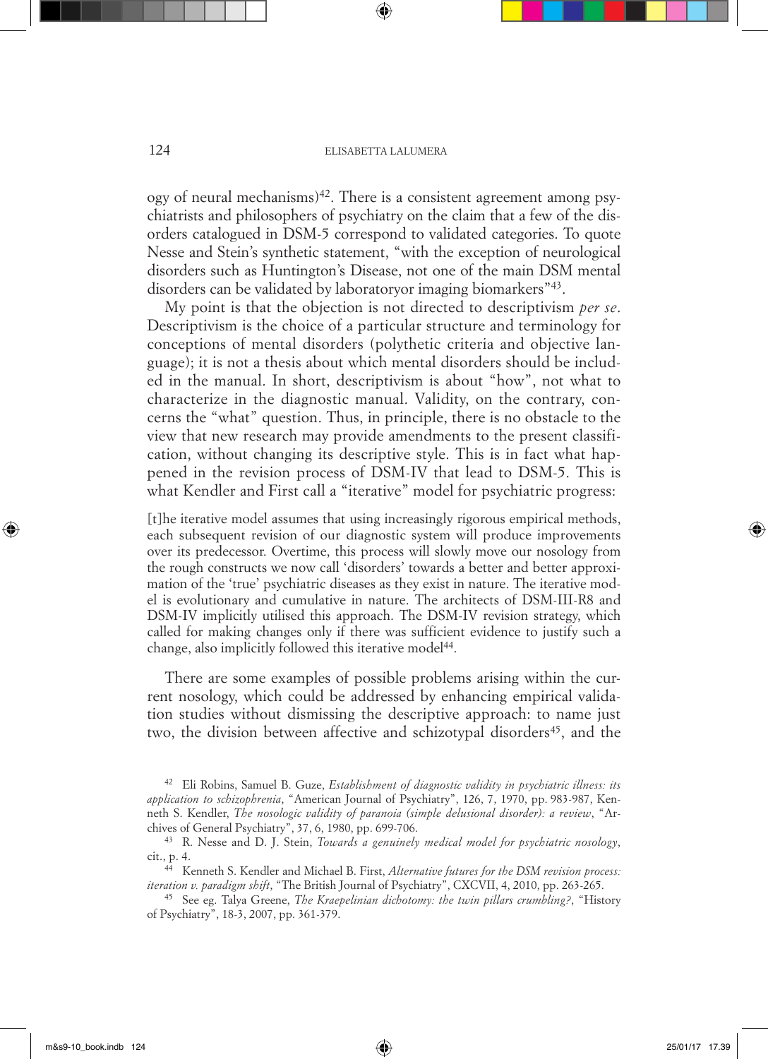ogy of neural mechanisms)[42]. There is a consistent agreement among psychiatrists and philosophers of psychiatry on the claim that a few of the disorders catalogued in DSM-5 correspond to validated categories. To quote Nesse and Stein's synthetic statement, "with the exception of neurological disorders such as Huntington's Disease, not one of the main DSM mental disorders can be validated by laboratoryor imaging biomarkers"[43].

My point is that the objection is not directed to descriptivism *per se*. Descriptivism is the choice of a particular structure and terminology for conceptions of mental disorders (polythetic criteria and objective language); it is not a thesis about which mental disorders should be included in the manual. In short, descriptivism is about "how", not what to characterize in the diagnostic manual. Validity, on the contrary, concerns the "what" question. Thus, in principle, there is no obstacle to the view that new research may provide amendments to the present classification, without changing its descriptive style. This is in fact what happened in the revision process of DSM-IV that lead to DSM-5. This is what Kendler and First call a "iterative" model for psychiatric progress:

> [t]he iterative model assumes that using increasingly rigorous empirical methods, each subsequent revision of our diagnostic system will produce improvements over its predecessor. Overtime, this process will slowly move our nosology from the rough constructs we now call 'disorders' towards a better and better approximation of the 'true' psychiatric diseases as they exist in nature. The iterative model is evolutionary and cumulative in nature. The architects of DSM-III-R8 and DSM-IV implicitly utilised this approach. The DSM-IV revision strategy, which called for making changes only if there was sufficient evidence to justify such a change, also implicitly followed this iterative model[44].

There are some examples of possible problems arising within the current nosology, which could be addressed by enhancing empirical validation studies without dismissing the descriptive approach: to name just two, the division between affective and schizotypal disorders[45], and the

---

[42] Eli Robins, Samuel B. Guze, *Establishment of diagnostic validity in psychiatric illness: its application to schizophrenia*, "American Journal of Psychiatry", 126, 7, 1970, pp. 983-987, Kenneth S. Kendler, *The nosologic validity of paranoia (simple delusional disorder): a review*, "Archives of General Psychiatry", 37, 6, 1980, pp. 699-706.

[43] R. Nesse and D. J. Stein, *Towards a genuinely medical model for psychiatric nosology*, cit., p. 4.

[44] Kenneth S. Kendler and Michael B. First, *Alternative futures for the DSM revision process: iteration v. paradigm shift*, "The British Journal of Psychiatry", CXCVII, 4, 2010, pp. 263-265.

[45] See eg. Talya Greene, *The Kraepelinian dichotomy: the twin pillars crumbling?*, "History of Psychiatry", 18-3, 2007, pp. 361-379.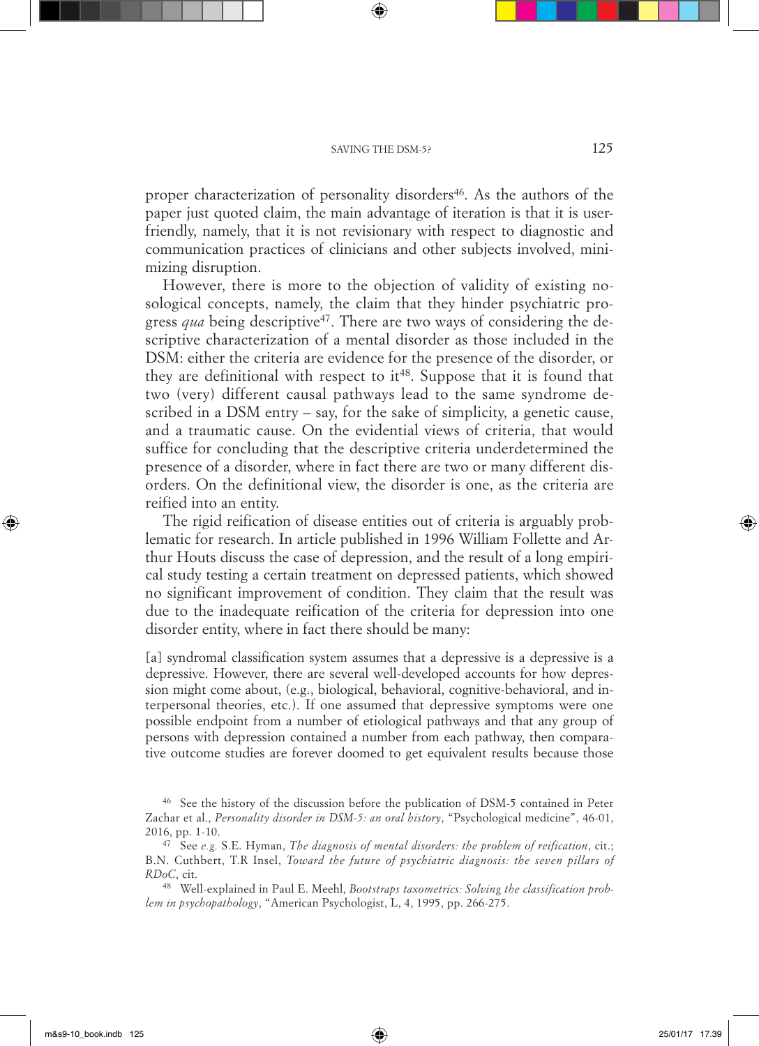proper characterization of personality disorders[46]. As the authors of the paper just quoted claim, the main advantage of iteration is that it is user-friendly, namely, that it is not revisionary with respect to diagnostic and communication practices of clinicians and other subjects involved, minimizing disruption.

However, there is more to the objection of validity of existing nosological concepts, namely, the claim that they hinder psychiatric progress *qua* being descriptive[47]. There are two ways of considering the descriptive characterization of a mental disorder as those included in the DSM: either the criteria are evidence for the presence of the disorder, or they are definitional with respect to it[48]. Suppose that it is found that two (very) different causal pathways lead to the same syndrome described in a DSM entry – say, for the sake of simplicity, a genetic cause, and a traumatic cause. On the evidential views of criteria, that would suffice for concluding that the descriptive criteria underdetermined the presence of a disorder, where in fact there are two or many different disorders. On the definitional view, the disorder is one, as the criteria are reified into an entity.

The rigid reification of disease entities out of criteria is arguably problematic for research. In article published in 1996 William Follette and Arthur Houts discuss the case of depression, and the result of a long empirical study testing a certain treatment on depressed patients, which showed no significant improvement of condition. They claim that the result was due to the inadequate reification of the criteria for depression into one disorder entity, where in fact there should be many:

> [a] syndromal classification system assumes that a depressive is a depressive is a depressive. However, there are several well-developed accounts for how depression might come about, (e.g., biological, behavioral, cognitive-behavioral, and interpersonal theories, etc.). If one assumed that depressive symptoms were one possible endpoint from a number of etiological pathways and that any group of persons with depression contained a number from each pathway, then comparative outcome studies are forever doomed to get equivalent results because those

---

[46] See the history of the discussion before the publication of DSM-5 contained in Peter Zachar et al., *Personality disorder in DSM-5: an oral history*, "Psychological medicine", 46-01, 2016, pp. 1-10.

[47] See *e.g.* S.E. Hyman, *The diagnosis of mental disorders: the problem of reification*, cit.; B.N. Cuthbert, T.R Insel, *Toward the future of psychiatric diagnosis: the seven pillars of RDoC*, cit.

[48] Well-explained in Paul E. Meehl, *Bootstraps taxometrics: Solving the classification problem in psychopathology*, "American Psychologist, L, 4, 1995, pp. 266-275.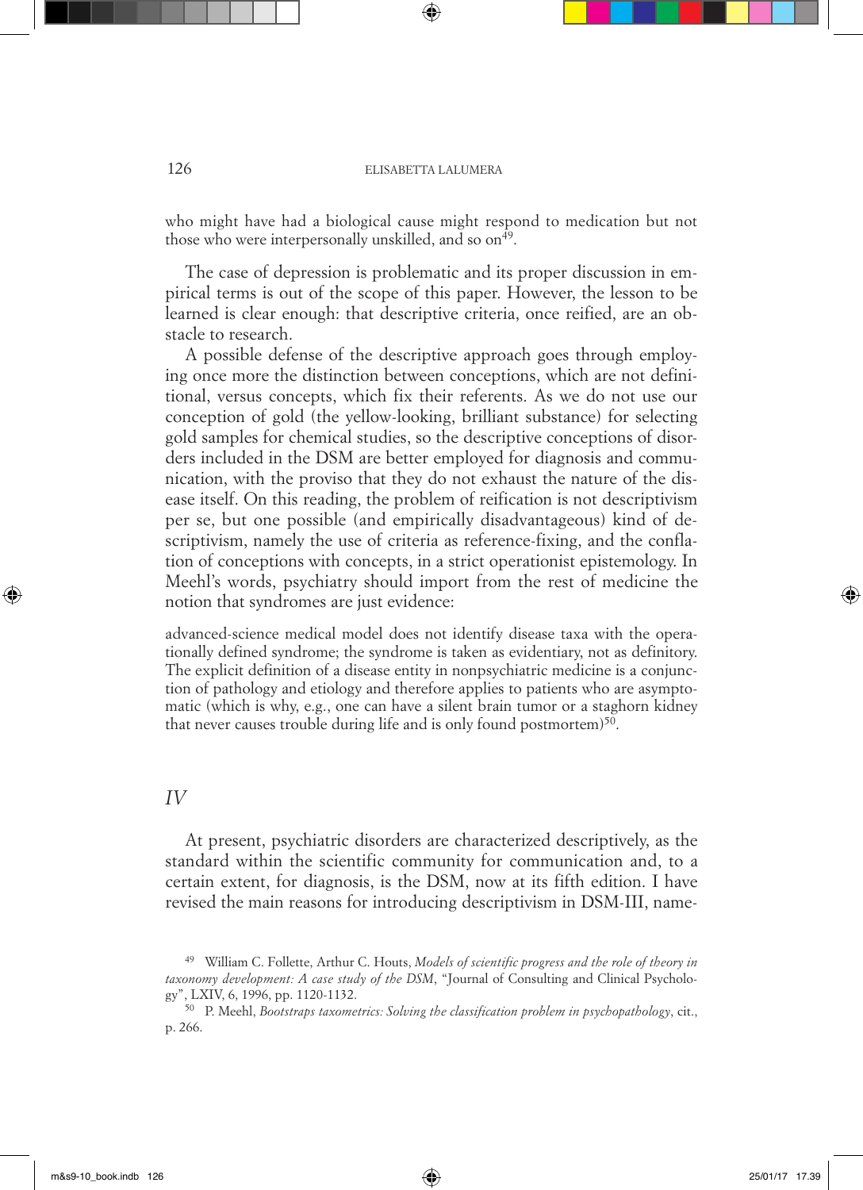who might have had a biological cause might respond to medication but not those who were interpersonally unskilled, and so on[49].

The case of depression is problematic and its proper discussion in empirical terms is out of the scope of this paper. However, the lesson to be learned is clear enough: that descriptive criteria, once reified, are an obstacle to research.

A possible defense of the descriptive approach goes through employing once more the distinction between conceptions, which are not definitional, versus concepts, which fix their referents. As we do not use our conception of gold (the yellow-looking, brilliant substance) for selecting gold samples for chemical studies, so the descriptive conceptions of disorders included in the DSM are better employed for diagnosis and communication, with the proviso that they do not exhaust the nature of the disease itself. On this reading, the problem of reification is not descriptivism per se, but one possible (and empirically disadvantageous) kind of descriptivism, namely the use of criteria as reference-fixing, and the conflation of conceptions with concepts, in a strict operationist epistemology. In Meehl's words, psychiatry should import from the rest of medicine the notion that syndromes are just evidence:

> advanced-science medical model does not identify disease taxa with the operationally defined syndrome; the syndrome is taken as evidentiary, not as definitory. The explicit definition of a disease entity in nonpsychiatric medicine is a conjunction of pathology and etiology and therefore applies to patients who are asymptomatic (which is why, e.g., one can have a silent brain tumor or a staghorn kidney that never causes trouble during life and is only found postmortem)[50].

## *IV*

At present, psychiatric disorders are characterized descriptively, as the standard within the scientific community for communication and, to a certain extent, for diagnosis, is the DSM, now at its fifth edition. I have revised the main reasons for introducing descriptivism in DSM-III, name-

---

[49] William C. Follette, Arthur C. Houts, *Models of scientific progress and the role of theory in taxonomy development: A case study of the DSM*, "Journal of Consulting and Clinical Psychology", LXIV, 6, 1996, pp. 1120-1132.

[50] P. Meehl, *Bootstraps taxometrics: Solving the classification problem in psychopathology*, cit., p. 266.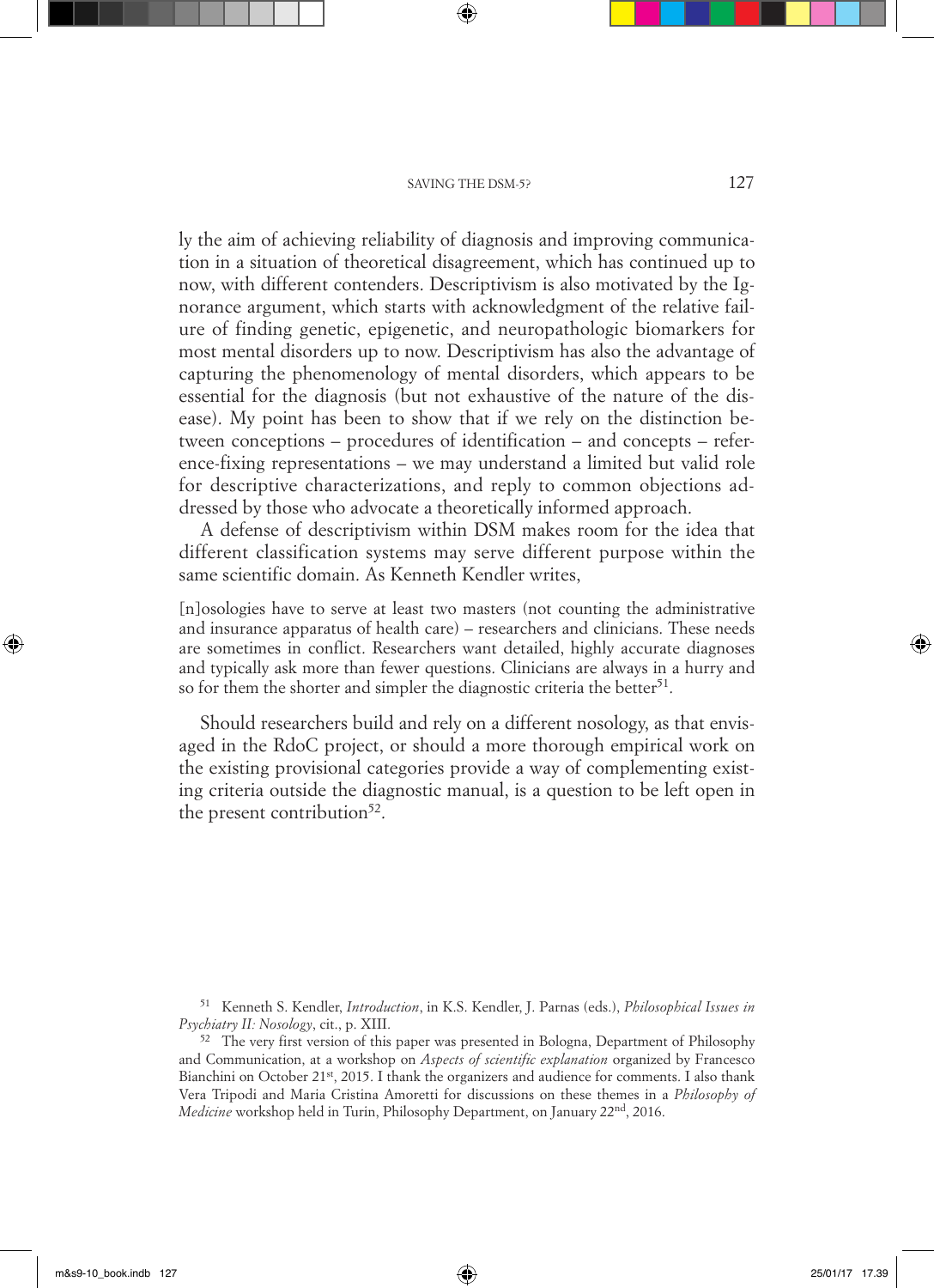ly the aim of achieving reliability of diagnosis and improving communication in a situation of theoretical disagreement, which has continued up to now, with different contenders. Descriptivism is also motivated by the Ignorance argument, which starts with acknowledgment of the relative failure of finding genetic, epigenetic, and neuropathologic biomarkers for most mental disorders up to now. Descriptivism has also the advantage of capturing the phenomenology of mental disorders, which appears to be essential for the diagnosis (but not exhaustive of the nature of the disease). My point has been to show that if we rely on the distinction between conceptions – procedures of identification – and concepts – reference-fixing representations – we may understand a limited but valid role for descriptive characterizations, and reply to common objections addressed by those who advocate a theoretically informed approach.

A defense of descriptivism within DSM makes room for the idea that different classification systems may serve different purpose within the same scientific domain. As Kenneth Kendler writes,

> [n]osologies have to serve at least two masters (not counting the administrative and insurance apparatus of health care) – researchers and clinicians. These needs are sometimes in conflict. Researchers want detailed, highly accurate diagnoses and typically ask more than fewer questions. Clinicians are always in a hurry and so for them the shorter and simpler the diagnostic criteria the better[51].

Should researchers build and rely on a different nosology, as that envisaged in the RdoC project, or should a more thorough empirical work on the existing provisional categories provide a way of complementing existing criteria outside the diagnostic manual, is a question to be left open in the present contribution[52].

---

[51] Kenneth S. Kendler, *Introduction*, in K.S. Kendler, J. Parnas (eds.), *Philosophical Issues in Psychiatry II: Nosology*, cit., p. XIII.

[52] The very first version of this paper was presented in Bologna, Department of Philosophy and Communication, at a workshop on *Aspects of scientific explanation* organized by Francesco Bianchini on October 21st, 2015. I thank the organizers and audience for comments. I also thank Vera Tripodi and Maria Cristina Amoretti for discussions on these themes in a *Philosophy of Medicine* workshop held in Turin, Philosophy Department, on January 22nd, 2016.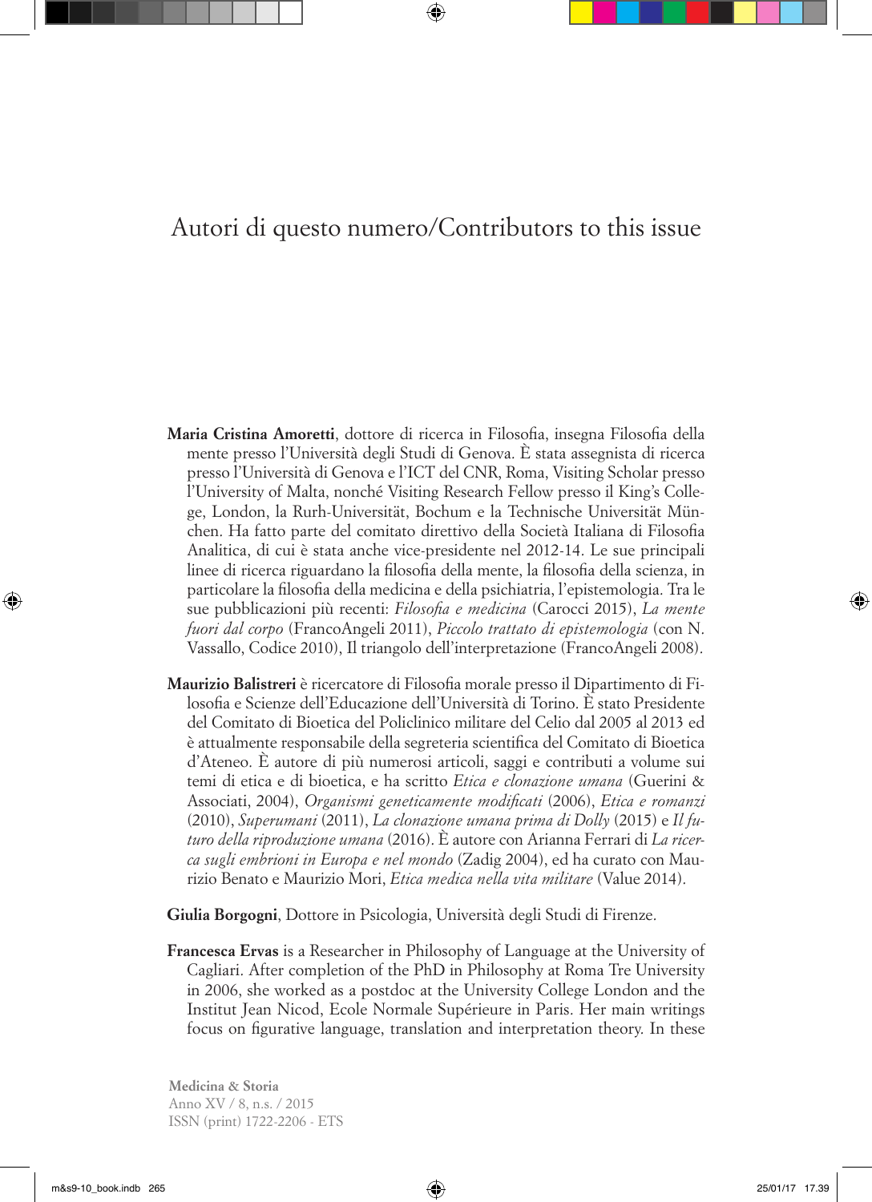# Autori di questo numero/Contributors to this issue

**Maria Cristina Amoretti**, dottore di ricerca in Filosofia, insegna Filosofia della mente presso l'Università degli Studi di Genova. È stata assegnista di ricerca presso l'Università di Genova e l'ICT del CNR, Roma, Visiting Scholar presso l'University of Malta, nonché Visiting Research Fellow presso il King's College, London, la Rurh-Universität, Bochum e la Technische Universität München. Ha fatto parte del comitato direttivo della Società Italiana di Filosofia Analitica, di cui è stata anche vice-presidente nel 2012-14. Le sue principali linee di ricerca riguardano la filosofia della mente, la filosofia della scienza, in particolare la filosofia della medicina e della psichiatria, l'epistemologia. Tra le sue pubblicazioni più recenti: *Filosofia e medicina* (Carocci 2015), *La mente fuori dal corpo* (FrancoAngeli 2011), *Piccolo trattato di epistemologia* (con N. Vassallo, Codice 2010), Il triangolo dell'interpretazione (FrancoAngeli 2008).

**Maurizio Balistreri** è ricercatore di Filosofia morale presso il Dipartimento di Filosofia e Scienze dell'Educazione dell'Università di Torino. È stato Presidente del Comitato di Bioetica del Policlinico militare del Celio dal 2005 al 2013 ed è attualmente responsabile della segreteria scientifica del Comitato di Bioetica d'Ateneo. È autore di più numerosi articoli, saggi e contributi a volume sui temi di etica e di bioetica, e ha scritto *Etica e clonazione umana* (Guerini & Associati, 2004), *Organismi geneticamente modificati* (2006), *Etica e romanzi* (2010), *Superumani* (2011), *La clonazione umana prima di Dolly* (2015) e *Il futuro della riproduzione umana* (2016). È autore con Arianna Ferrari di *La ricerca sugli embrioni in Europa e nel mondo* (Zadig 2004), ed ha curato con Maurizio Benato e Maurizio Mori, *Etica medica nella vita militare* (Value 2014).

**Giulia Borgogni**, Dottore in Psicologia, Università degli Studi di Firenze.

**Francesca Ervas** is a Researcher in Philosophy of Language at the University of Cagliari. After completion of the PhD in Philosophy at Roma Tre University in 2006, she worked as a postdoc at the University College London and the Institut Jean Nicod, Ecole Normale Supérieure in Paris. Her main writings focus on figurative language, translation and interpretation theory. In these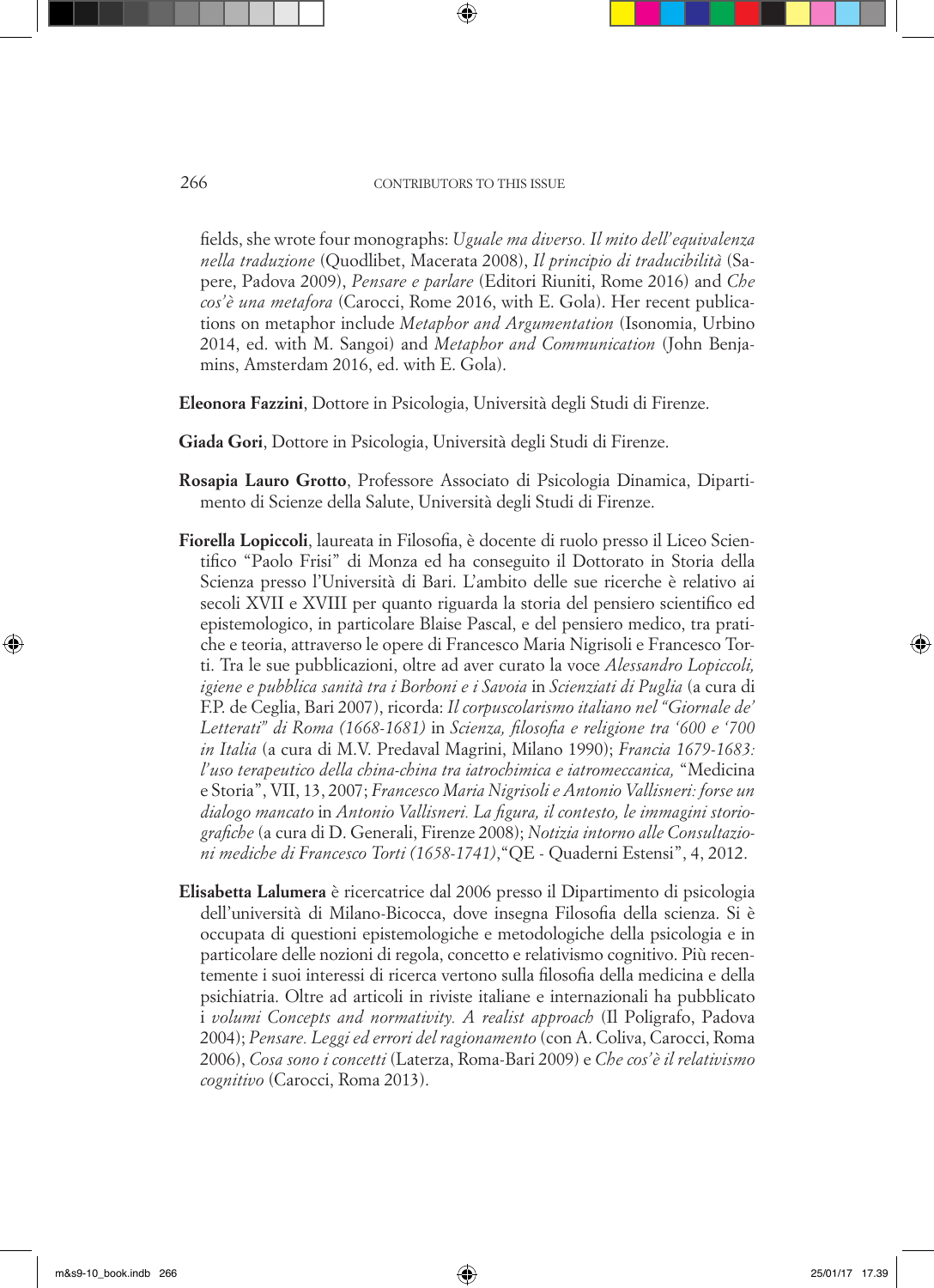fields, she wrote four monographs: *Uguale ma diverso. Il mito dell'equivalenza nella traduzione* (Quodlibet, Macerata 2008), *Il principio di traducibilità* (Sapere, Padova 2009), *Pensare e parlare* (Editori Riuniti, Rome 2016) and *Che cos'è una metafora* (Carocci, Rome 2016, with E. Gola). Her recent publications on metaphor include *Metaphor and Argumentation* (Isonomia, Urbino 2014, ed. with M. Sangoi) and *Metaphor and Communication* (John Benjamins, Amsterdam 2016, ed. with E. Gola).

**Eleonora Fazzini**, Dottore in Psicologia, Università degli Studi di Firenze.

**Giada Gori**, Dottore in Psicologia, Università degli Studi di Firenze.

**Rosapia Lauro Grotto**, Professore Associato di Psicologia Dinamica, Dipartimento di Scienze della Salute, Università degli Studi di Firenze.

**Fiorella Lopiccoli**, laureata in Filosofia, è docente di ruolo presso il Liceo Scientifico "Paolo Frisi" di Monza ed ha conseguito il Dottorato in Storia della Scienza presso l'Università di Bari. L'ambito delle sue ricerche è relativo ai secoli XVII e XVIII per quanto riguarda la storia del pensiero scientifico ed epistemologico, in particolare Blaise Pascal, e del pensiero medico, tra pratiche e teoria, attraverso le opere di Francesco Maria Nigrisoli e Francesco Torti. Tra le sue pubblicazioni, oltre ad aver curato la voce *Alessandro Lopiccoli, igiene e pubblica sanità tra i Borboni e i Savoia* in *Scienziati di Puglia* (a cura di F.P. de Ceglia, Bari 2007), ricorda: *Il corpuscolarismo italiano nel "Giornale de' Letterati" di Roma (1668-1681)* in *Scienza, filosofia e religione tra '600 e '700 in Italia* (a cura di M.V. Predaval Magrini, Milano 1990); *Francia 1679-1683: l'uso terapeutico della china-china tra iatrochimica e iatromeccanica,* "Medicina e Storia", VII, 13, 2007; *Francesco Maria Nigrisoli e Antonio Vallisneri: forse un dialogo mancato* in *Antonio Vallisneri. La figura, il contesto, le immagini storiografiche* (a cura di D. Generali, Firenze 2008); *Notizia intorno alle Consultazioni mediche di Francesco Torti (1658-1741)*,"QE - Quaderni Estensi", 4, 2012.

**Elisabetta Lalumera** è ricercatrice dal 2006 presso il Dipartimento di psicologia dell'università di Milano-Bicocca, dove insegna Filosofia della scienza. Si è occupata di questioni epistemologiche e metodologiche della psicologia e in particolare delle nozioni di regola, concetto e relativismo cognitivo. Più recentemente i suoi interessi di ricerca vertono sulla filosofia della medicina e della psichiatria. Oltre ad articoli in riviste italiane e internazionali ha pubblicato i *volumi Concepts and normativity. A realist approach* (Il Poligrafo, Padova 2004); *Pensare. Leggi ed errori del ragionamento* (con A. Coliva, Carocci, Roma 2006), *Cosa sono i concetti* (Laterza, Roma-Bari 2009) e *Che cos'è il relativismo cognitivo* (Carocci, Roma 2013).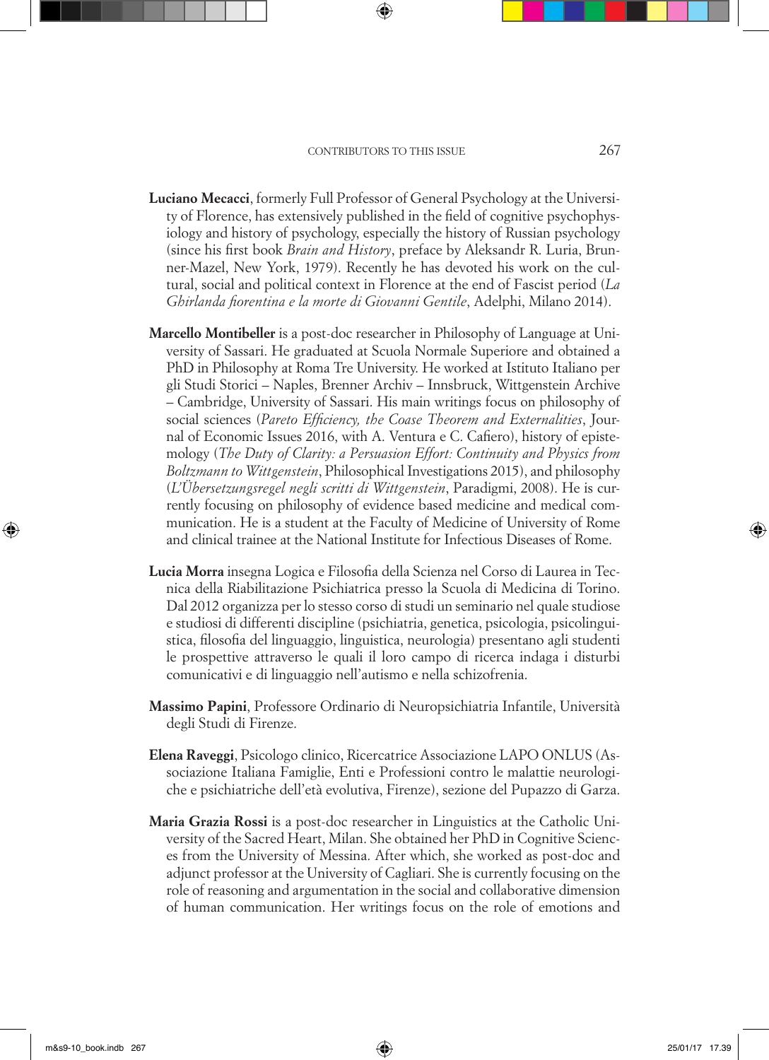**Luciano Mecacci**, formerly Full Professor of General Psychology at the University of Florence, has extensively published in the field of cognitive psychophysiology and history of psychology, especially the history of Russian psychology (since his first book *Brain and History*, preface by Aleksandr R. Luria, Brunner-Mazel, New York, 1979). Recently he has devoted his work on the cultural, social and political context in Florence at the end of Fascist period (*La Ghirlanda fiorentina e la morte di Giovanni Gentile*, Adelphi, Milano 2014).

**Marcello Montibeller** is a post-doc researcher in Philosophy of Language at University of Sassari. He graduated at Scuola Normale Superiore and obtained a PhD in Philosophy at Roma Tre University. He worked at Istituto Italiano per gli Studi Storici – Naples, Brenner Archiv – Innsbruck, Wittgenstein Archive – Cambridge, University of Sassari. His main writings focus on philosophy of social sciences (*Pareto Efficiency, the Coase Theorem and Externalities*, Journal of Economic Issues 2016, with A. Ventura e C. Cafiero), history of epistemology (*The Duty of Clarity: a Persuasion Effort: Continuity and Physics from Boltzmann to Wittgenstein*, Philosophical Investigations 2015), and philosophy (*L'Übersetzungsregel negli scritti di Wittgenstein*, Paradigmi, 2008). He is currently focusing on philosophy of evidence based medicine and medical communication. He is a student at the Faculty of Medicine of University of Rome and clinical trainee at the National Institute for Infectious Diseases of Rome.

**Lucia Morra** insegna Logica e Filosofia della Scienza nel Corso di Laurea in Tecnica della Riabilitazione Psichiatrica presso la Scuola di Medicina di Torino. Dal 2012 organizza per lo stesso corso di studi un seminario nel quale studiose e studiosi di differenti discipline (psichiatria, genetica, psicologia, psicolinguistica, filosofia del linguaggio, linguistica, neurologia) presentano agli studenti le prospettive attraverso le quali il loro campo di ricerca indaga i disturbi comunicativi e di linguaggio nell'autismo e nella schizofrenia.

**Massimo Papini**, Professore Ordinario di Neuropsichiatria Infantile, Università degli Studi di Firenze.

**Elena Raveggi**, Psicologo clinico, Ricercatrice Associazione LAPO ONLUS (Associazione Italiana Famiglie, Enti e Professioni contro le malattie neurologiche e psichiatriche dell'età evolutiva, Firenze), sezione del Pupazzo di Garza.

**Maria Grazia Rossi** is a post-doc researcher in Linguistics at the Catholic University of the Sacred Heart, Milan. She obtained her PhD in Cognitive Sciences from the University of Messina. After which, she worked as post-doc and adjunct professor at the University of Cagliari. She is currently focusing on the role of reasoning and argumentation in the social and collaborative dimension of human communication. Her writings focus on the role of emotions and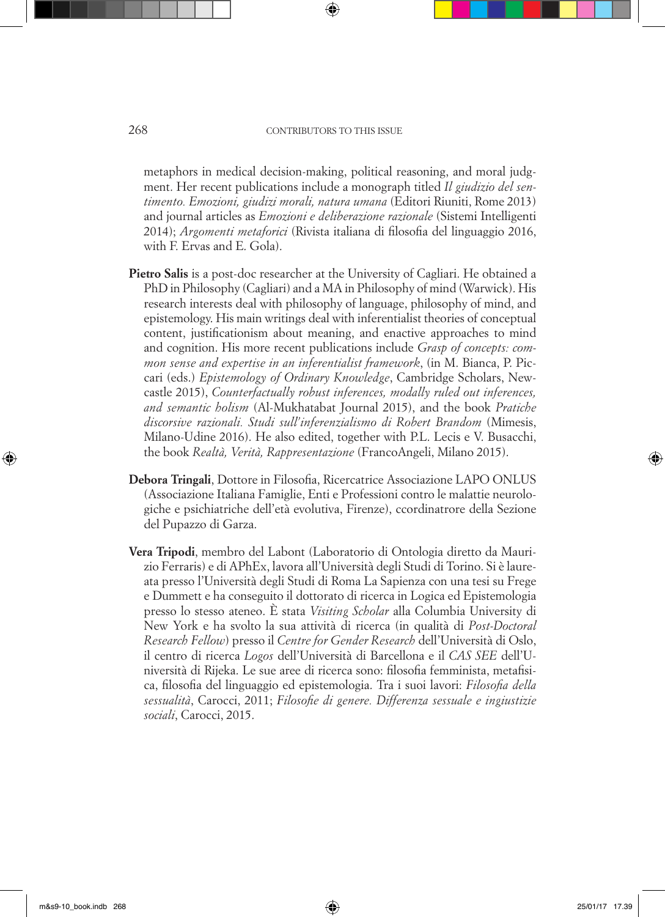metaphors in medical decision-making, political reasoning, and moral judgment. Her recent publications include a monograph titled *Il giudizio del sentimento. Emozioni, giudizi morali, natura umana* (Editori Riuniti, Rome 2013) and journal articles as *Emozioni e deliberazione razionale* (Sistemi Intelligenti 2014); *Argomenti metaforici* (Rivista italiana di filosofia del linguaggio 2016, with F. Ervas and E. Gola).

**Pietro Salis** is a post-doc researcher at the University of Cagliari. He obtained a PhD in Philosophy (Cagliari) and a MA in Philosophy of mind (Warwick). His research interests deal with philosophy of language, philosophy of mind, and epistemology. His main writings deal with inferentialist theories of conceptual content, justificationism about meaning, and enactive approaches to mind and cognition. His more recent publications include *Grasp of concepts: common sense and expertise in an inferentialist framework*, (in M. Bianca, P. Piccari (eds.) *Epistemology of Ordinary Knowledge*, Cambridge Scholars, Newcastle 2015), *Counterfactually robust inferences, modally ruled out inferences, and semantic holism* (Al-Mukhatabat Journal 2015), and the book *Pratiche discorsive razionali. Studi sull'inferenzialismo di Robert Brandom* (Mimesis, Milano-Udine 2016). He also edited, together with P.L. Lecis e V. Busacchi, the book *Realtà, Verità, Rappresentazione* (FrancoAngeli, Milano 2015).

**Debora Tringali**, Dottore in Filosofia, Ricercatrice Associazione LAPO ONLUS (Associazione Italiana Famiglie, Enti e Professioni contro le malattie neurologiche e psichiatriche dell'età evolutiva, Firenze), ccordinatrore della Sezione del Pupazzo di Garza.

**Vera Tripodi**, membro del Labont (Laboratorio di Ontologia diretto da Maurizio Ferraris) e di APhEx, lavora all'Università degli Studi di Torino. Si è laureata presso l'Università degli Studi di Roma La Sapienza con una tesi su Frege e Dummett e ha conseguito il dottorato di ricerca in Logica ed Epistemologia presso lo stesso ateneo. È stata *Visiting Scholar* alla Columbia University di New York e ha svolto la sua attività di ricerca (in qualità di *Post-Doctoral Research Fellow*) presso il *Centre for Gender Research* dell'Università di Oslo, il centro di ricerca *Logos* dell'Università di Barcellona e il *CAS SEE* dell'Università di Rijeka. Le sue aree di ricerca sono: filosofia femminista, metafisica, filosofia del linguaggio ed epistemologia. Tra i suoi lavori: *Filosofia della sessualità*, Carocci, 2011; *Filosofie di genere. Differenza sessuale e ingiustizie sociali*, Carocci, 2015.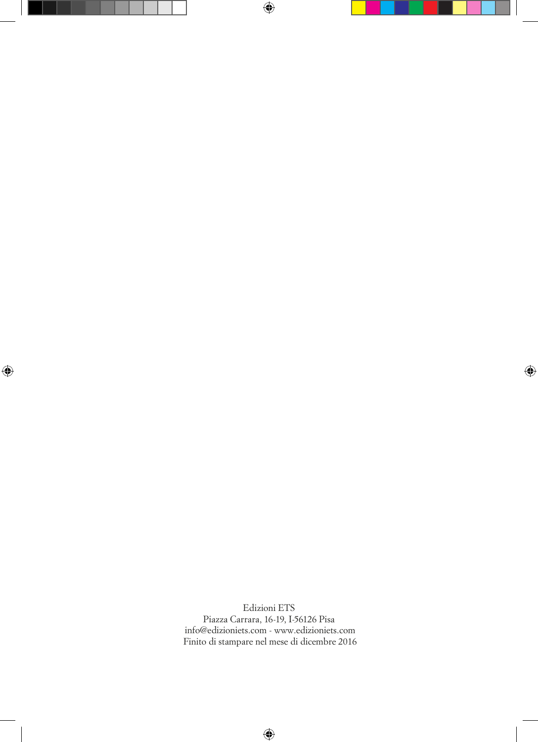Edizioni ETS
Piazza Carrara, 16-19, I-56126 Pisa
info@edizioniets.com - www.edizioniets.com
Finito di stampare nel mese di dicembre 2016